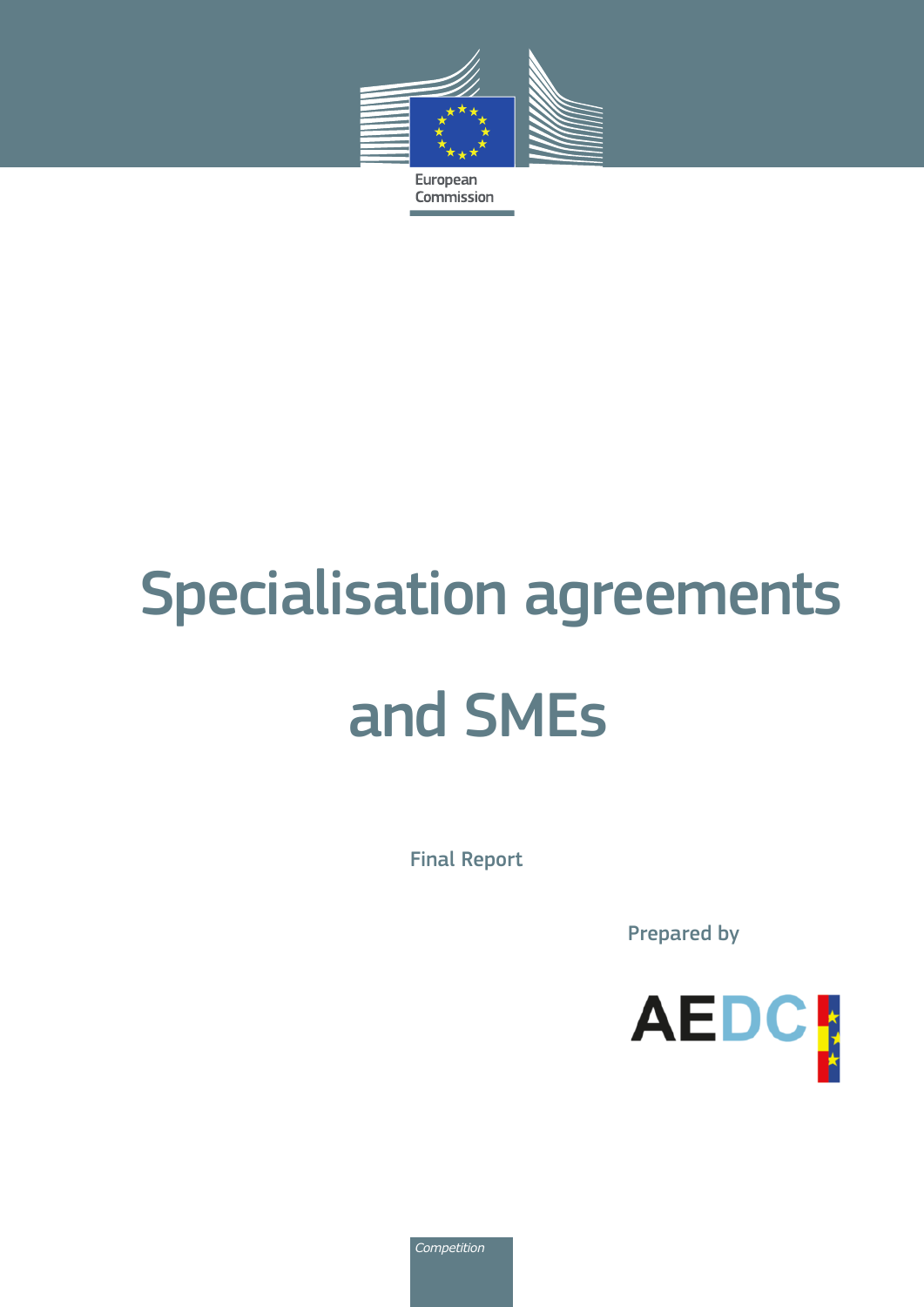European Commission

# Specialisation agreements and SMEs

Final Report

Prepared by

AEDC

Competition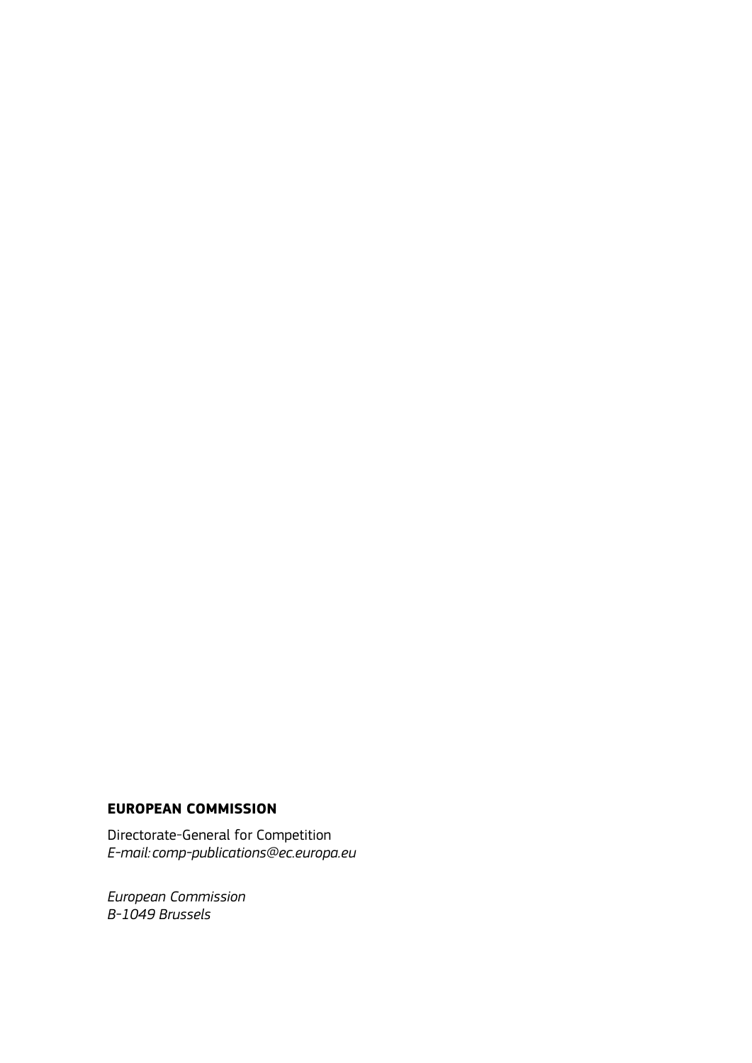**EUROPEAN COMMISSION**

Directorate-General for Competition
*E-mail: comp-publications@ec.europa.eu*

*European Commission*
*B-1049 Brussels*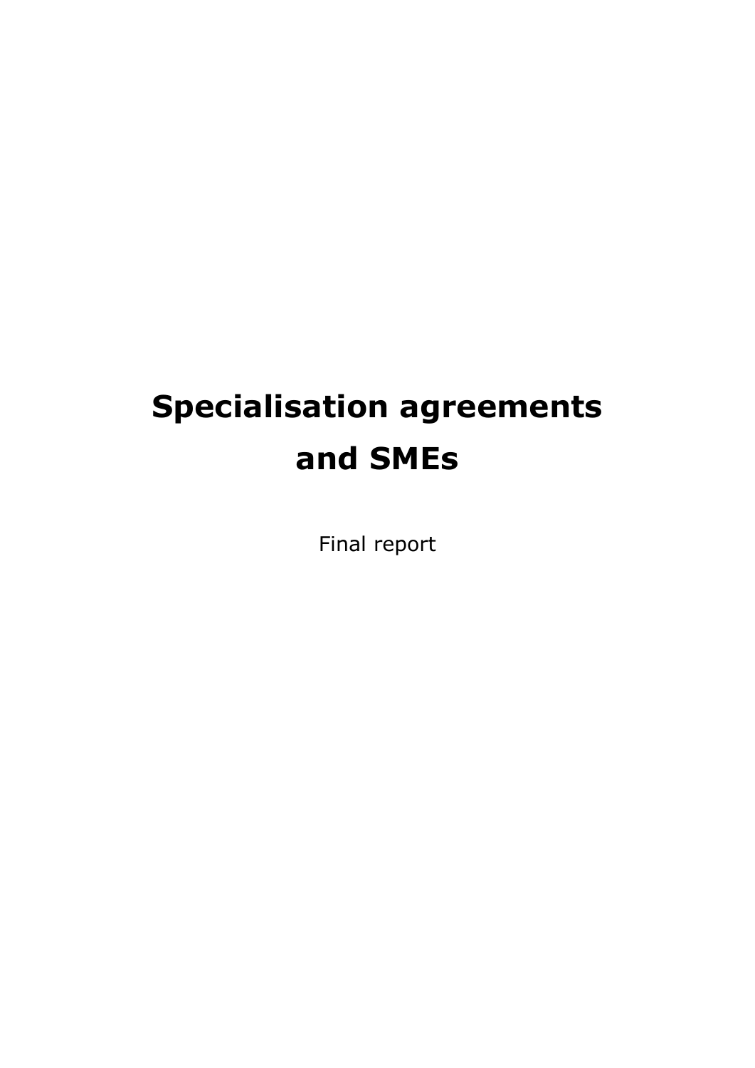# Specialisation agreements and SMEs

Final report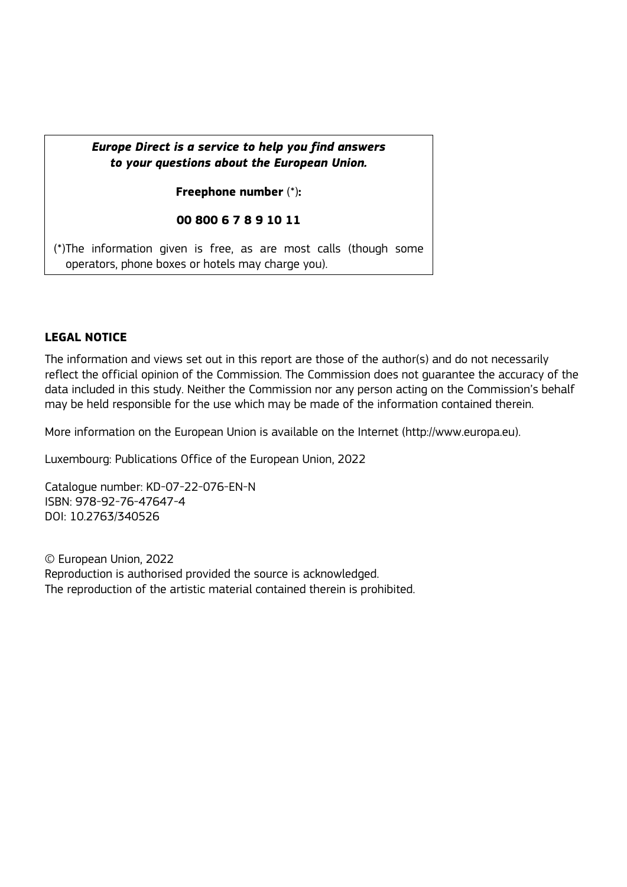***Europe Direct is a service to help you find answers to your questions about the European Union.***

**Freephone number** (*)**:**

**00 800 6 7 8 9 10 11**

(*)The information given is free, as are most calls (though some operators, phone boxes or hotels may charge you).

**LEGAL NOTICE**

The information and views set out in this report are those of the author(s) and do not necessarily reflect the official opinion of the Commission. The Commission does not guarantee the accuracy of the data included in this study. Neither the Commission nor any person acting on the Commission's behalf may be held responsible for the use which may be made of the information contained therein.

More information on the European Union is available on the Internet (http://www.europa.eu).

Luxembourg: Publications Office of the European Union, 2022

Catalogue number: KD-07-22-076-EN-N
ISBN: 978-92-76-47647-4
DOI: 10.2763/340526

© European Union, 2022
Reproduction is authorised provided the source is acknowledged.
The reproduction of the artistic material contained therein is prohibited.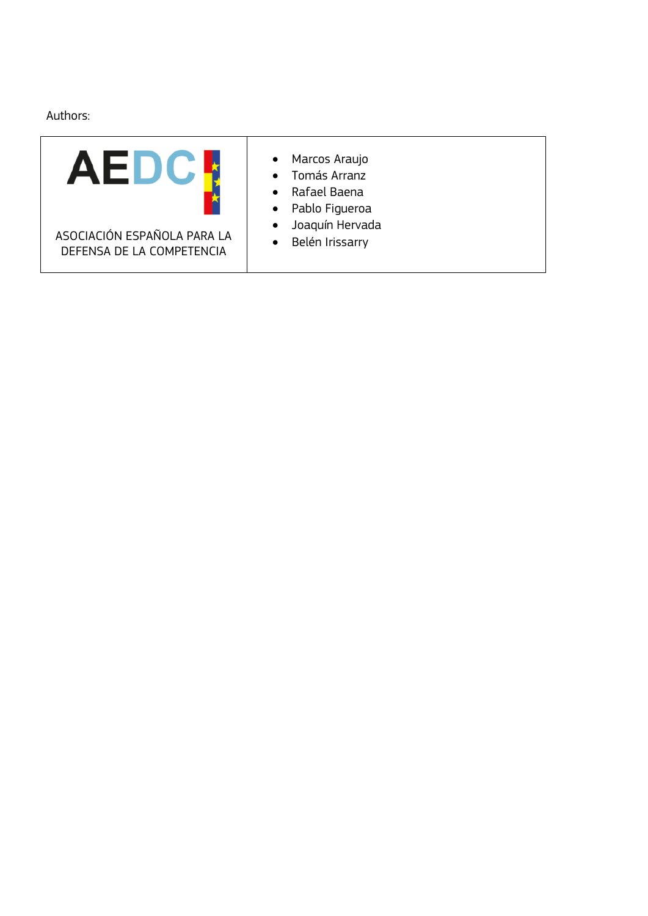Authors:

| AEDC<br>ASOCIACIÓN ESPAÑOLA PARA LA DEFENSA DE LA COMPETENCIA | • Marcos Araujo<br>• Tomás Arranz<br>• Rafael Baena<br>• Pablo Figueroa<br>• Joaquín Hervada<br>• Belén Irissarry |
|---|---|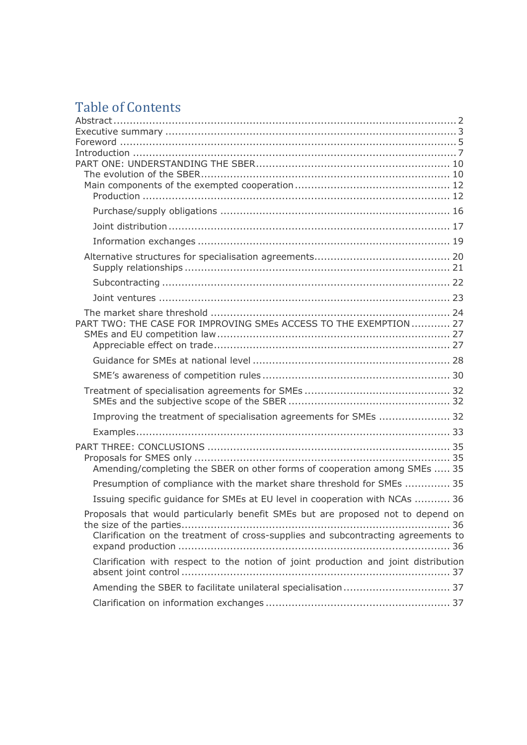# Table of Contents

- Abstract .......... 2
- Executive summary .......... 3
- Foreword .......... 5
- Introduction .......... 7
- PART ONE: UNDERSTANDING THE SBER .......... 10
  - The evolution of the SBER .......... 10
  - Main components of the exempted cooperation .......... 12
    - Production .......... 12
    - Purchase/supply obligations .......... 16
    - Joint distribution .......... 17
    - Information exchanges .......... 19
  - Alternative structures for specialisation agreements .......... 20
    - Supply relationships .......... 21
    - Subcontracting .......... 22
    - Joint ventures .......... 23
  - The market share threshold .......... 24
- PART TWO: THE CASE FOR IMPROVING SMEs ACCESS TO THE EXEMPTION .......... 27
  - SMEs and EU competition law .......... 27
    - Appreciable effect on trade .......... 27
    - Guidance for SMEs at national level .......... 28
    - SME's awareness of competition rules .......... 30
  - Treatment of specialisation agreements for SMEs .......... 32
    - SMEs and the subjective scope of the SBER .......... 32
    - Improving the treatment of specialisation agreements for SMEs .......... 32
    - Examples .......... 33
- PART THREE: CONCLUSIONS .......... 35
  - Proposals for SMES only .......... 35
    - Amending/completing the SBER on other forms of cooperation among SMEs .......... 35
    - Presumption of compliance with the market share threshold for SMEs .......... 35
    - Issuing specific guidance for SMEs at EU level in cooperation with NCAs .......... 36
  - Proposals that would particularly benefit SMEs but are proposed not to depend on the size of the parties .......... 36
    - Clarification on the treatment of cross-supplies and subcontracting agreements to expand production .......... 36
    - Clarification with respect to the notion of joint production and joint distribution absent joint control .......... 37
    - Amending the SBER to facilitate unilateral specialisation .......... 37
    - Clarification on information exchanges .......... 37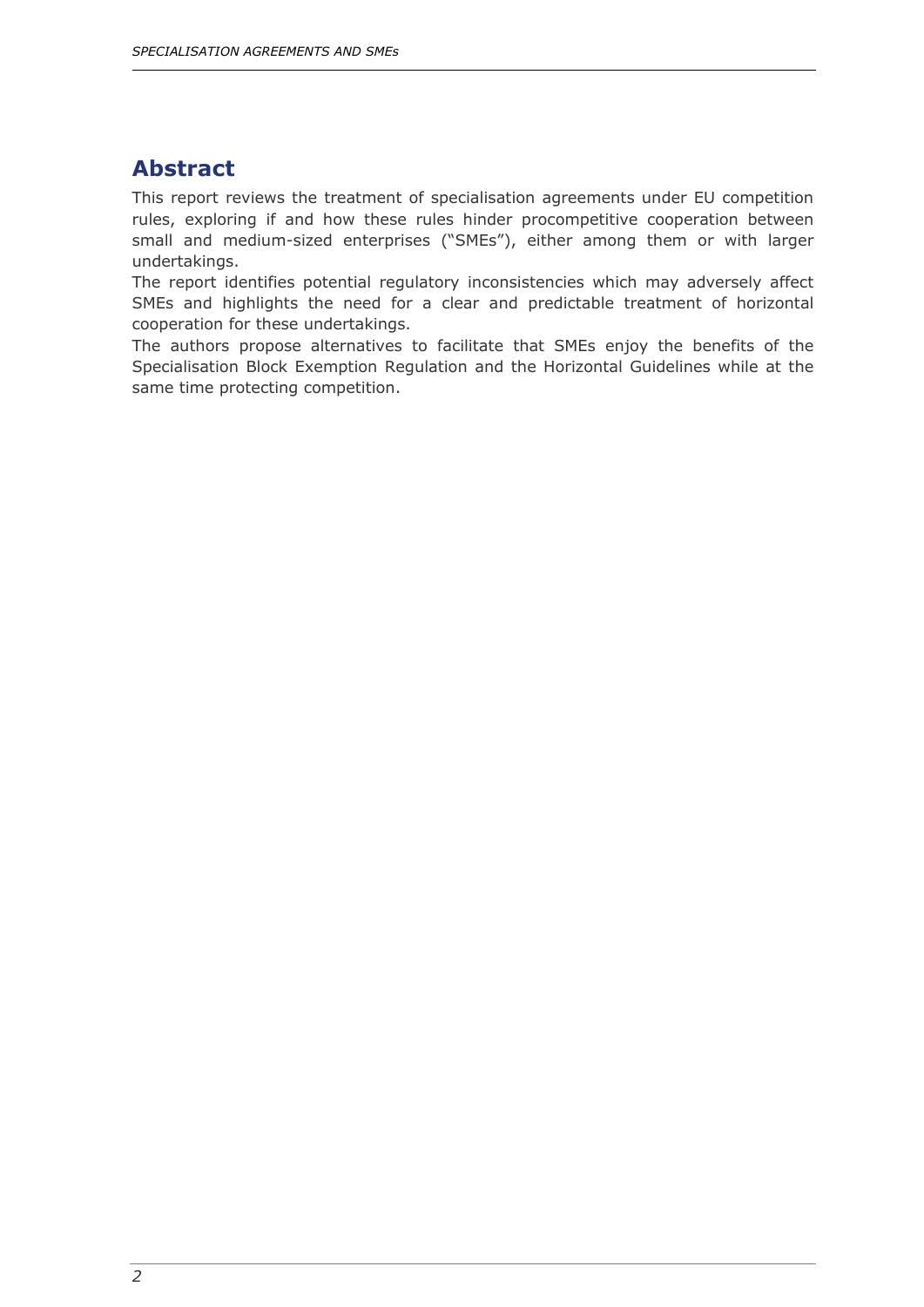## Abstract

This report reviews the treatment of specialisation agreements under EU competition rules, exploring if and how these rules hinder procompetitive cooperation between small and medium-sized enterprises ("SMEs"), either among them or with larger undertakings.

The report identifies potential regulatory inconsistencies which may adversely affect SMEs and highlights the need for a clear and predictable treatment of horizontal cooperation for these undertakings.

The authors propose alternatives to facilitate that SMEs enjoy the benefits of the Specialisation Block Exemption Regulation and the Horizontal Guidelines while at the same time protecting competition.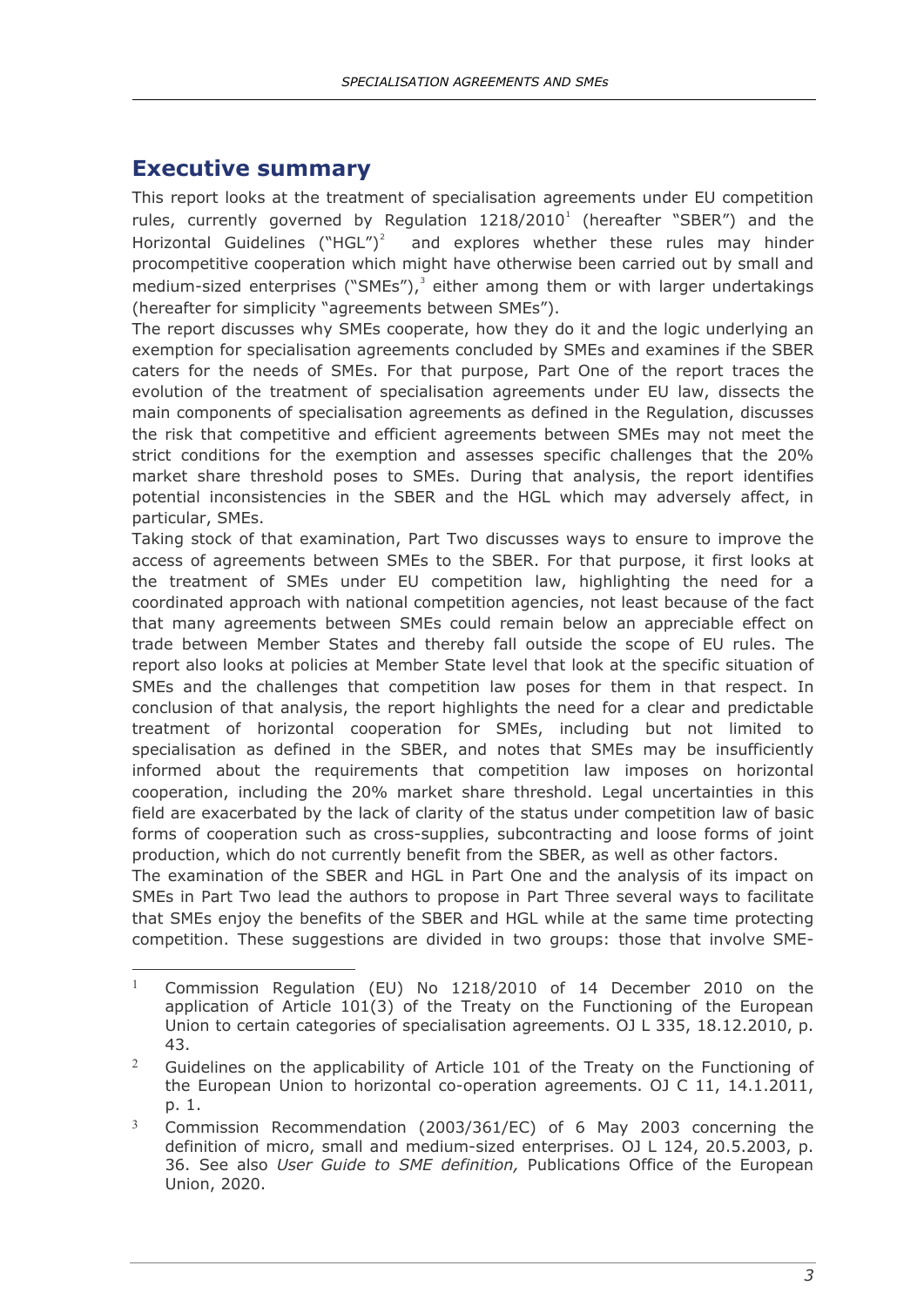## Executive summary

This report looks at the treatment of specialisation agreements under EU competition rules, currently governed by Regulation 1218/2010[1] (hereafter "SBER") and the Horizontal Guidelines ("HGL")[2] and explores whether these rules may hinder procompetitive cooperation which might have otherwise been carried out by small and medium-sized enterprises ("SMEs"),[3] either among them or with larger undertakings (hereafter for simplicity "agreements between SMEs").

The report discusses why SMEs cooperate, how they do it and the logic underlying an exemption for specialisation agreements concluded by SMEs and examines if the SBER caters for the needs of SMEs. For that purpose, Part One of the report traces the evolution of the treatment of specialisation agreements under EU law, dissects the main components of specialisation agreements as defined in the Regulation, discusses the risk that competitive and efficient agreements between SMEs may not meet the strict conditions for the exemption and assesses specific challenges that the 20% market share threshold poses to SMEs. During that analysis, the report identifies potential inconsistencies in the SBER and the HGL which may adversely affect, in particular, SMEs.

Taking stock of that examination, Part Two discusses ways to ensure to improve the access of agreements between SMEs to the SBER. For that purpose, it first looks at the treatment of SMEs under EU competition law, highlighting the need for a coordinated approach with national competition agencies, not least because of the fact that many agreements between SMEs could remain below an appreciable effect on trade between Member States and thereby fall outside the scope of EU rules. The report also looks at policies at Member State level that look at the specific situation of SMEs and the challenges that competition law poses for them in that respect. In conclusion of that analysis, the report highlights the need for a clear and predictable treatment of horizontal cooperation for SMEs, including but not limited to specialisation as defined in the SBER, and notes that SMEs may be insufficiently informed about the requirements that competition law imposes on horizontal cooperation, including the 20% market share threshold. Legal uncertainties in this field are exacerbated by the lack of clarity of the status under competition law of basic forms of cooperation such as cross-supplies, subcontracting and loose forms of joint production, which do not currently benefit from the SBER, as well as other factors.

The examination of the SBER and HGL in Part One and the analysis of its impact on SMEs in Part Two lead the authors to propose in Part Three several ways to facilitate that SMEs enjoy the benefits of the SBER and HGL while at the same time protecting competition. These suggestions are divided in two groups: those that involve SME-

---

[1] Commission Regulation (EU) No 1218/2010 of 14 December 2010 on the application of Article 101(3) of the Treaty on the Functioning of the European Union to certain categories of specialisation agreements. OJ L 335, 18.12.2010, p. 43.

[2] Guidelines on the applicability of Article 101 of the Treaty on the Functioning of the European Union to horizontal co-operation agreements. OJ C 11, 14.1.2011, p. 1.

[3] Commission Recommendation (2003/361/EC) of 6 May 2003 concerning the definition of micro, small and medium-sized enterprises. OJ L 124, 20.5.2003, p. 36. See also *User Guide to SME definition,* Publications Office of the European Union, 2020.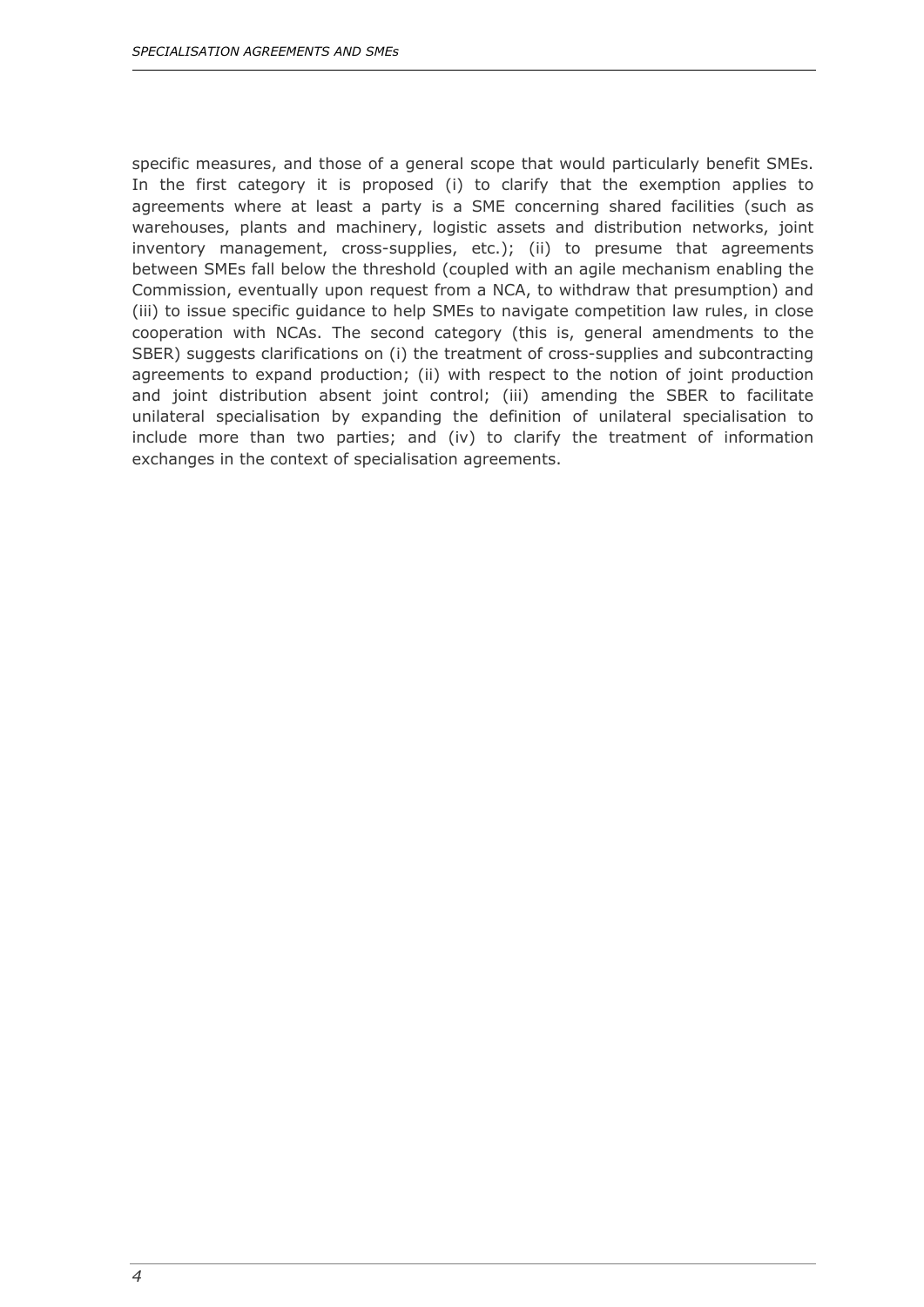specific measures, and those of a general scope that would particularly benefit SMEs. In the first category it is proposed (i) to clarify that the exemption applies to agreements where at least a party is a SME concerning shared facilities (such as warehouses, plants and machinery, logistic assets and distribution networks, joint inventory management, cross-supplies, etc.); (ii) to presume that agreements between SMEs fall below the threshold (coupled with an agile mechanism enabling the Commission, eventually upon request from a NCA, to withdraw that presumption) and (iii) to issue specific guidance to help SMEs to navigate competition law rules, in close cooperation with NCAs. The second category (this is, general amendments to the SBER) suggests clarifications on (i) the treatment of cross-supplies and subcontracting agreements to expand production; (ii) with respect to the notion of joint production and joint distribution absent joint control; (iii) amending the SBER to facilitate unilateral specialisation by expanding the definition of unilateral specialisation to include more than two parties; and (iv) to clarify the treatment of information exchanges in the context of specialisation agreements.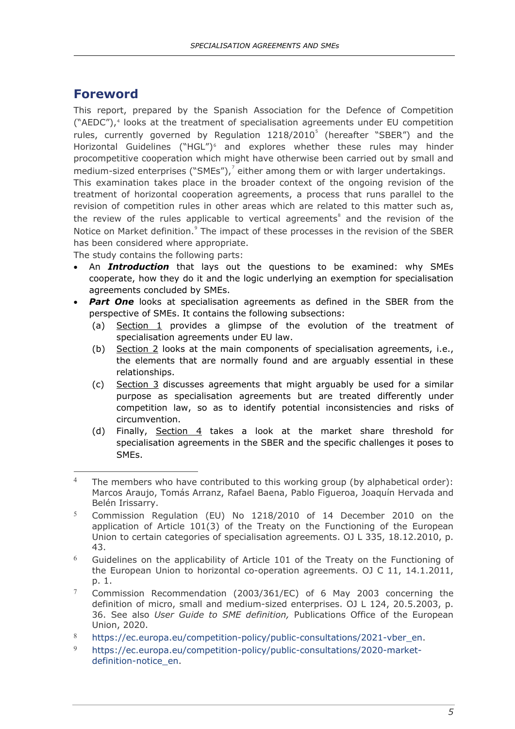## Foreword

This report, prepared by the Spanish Association for the Defence of Competition ("AEDC"),[4] looks at the treatment of specialisation agreements under EU competition rules, currently governed by Regulation 1218/2010[5] (hereafter "SBER") and the Horizontal Guidelines ("HGL")[6] and explores whether these rules may hinder procompetitive cooperation which might have otherwise been carried out by small and medium-sized enterprises ("SMEs"),[7] either among them or with larger undertakings.

This examination takes place in the broader context of the ongoing revision of the treatment of horizontal cooperation agreements, a process that runs parallel to the revision of competition rules in other areas which are related to this matter such as, the review of the rules applicable to vertical agreements[8] and the revision of the Notice on Market definition.[9] The impact of these processes in the revision of the SBER has been considered where appropriate.

The study contains the following parts:

- An ***Introduction*** that lays out the questions to be examined: why SMEs cooperate, how they do it and the logic underlying an exemption for specialisation agreements concluded by SMEs.
- ***Part One*** looks at specialisation agreements as defined in the SBER from the perspective of SMEs. It contains the following subsections:
  - (a) Section 1 provides a glimpse of the evolution of the treatment of specialisation agreements under EU law.
  - (b) Section 2 looks at the main components of specialisation agreements, i.e., the elements that are normally found and are arguably essential in these relationships.
  - (c) Section 3 discusses agreements that might arguably be used for a similar purpose as specialisation agreements but are treated differently under competition law, so as to identify potential inconsistencies and risks of circumvention.
  - (d) Finally, Section 4 takes a look at the market share threshold for specialisation agreements in the SBER and the specific challenges it poses to SMEs.

---

[4] The members who have contributed to this working group (by alphabetical order): Marcos Araujo, Tomás Arranz, Rafael Baena, Pablo Figueroa, Joaquín Hervada and Belén Irissarry.

[5] Commission Regulation (EU) No 1218/2010 of 14 December 2010 on the application of Article 101(3) of the Treaty on the Functioning of the European Union to certain categories of specialisation agreements. OJ L 335, 18.12.2010, p. 43.

[6] Guidelines on the applicability of Article 101 of the Treaty on the Functioning of the European Union to horizontal co-operation agreements. OJ C 11, 14.1.2011, p. 1.

[7] Commission Recommendation (2003/361/EC) of 6 May 2003 concerning the definition of micro, small and medium-sized enterprises. OJ L 124, 20.5.2003, p. 36. See also *User Guide to SME definition,* Publications Office of the European Union, 2020.

[8] https://ec.europa.eu/competition-policy/public-consultations/2021-vber_en.

[9] https://ec.europa.eu/competition-policy/public-consultations/2020-market-definition-notice_en.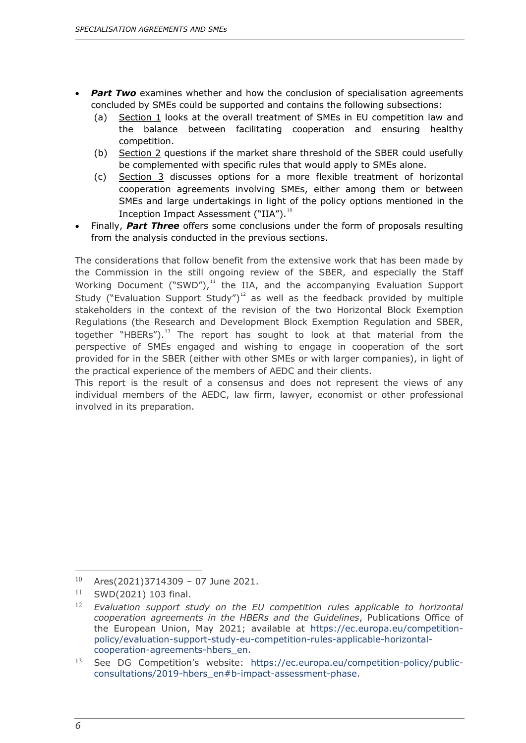- ***Part Two*** examines whether and how the conclusion of specialisation agreements concluded by SMEs could be supported and contains the following subsections:
  - (a) Section 1 looks at the overall treatment of SMEs in EU competition law and the balance between facilitating cooperation and ensuring healthy competition.
  - (b) Section 2 questions if the market share threshold of the SBER could usefully be complemented with specific rules that would apply to SMEs alone.
  - (c) Section 3 discusses options for a more flexible treatment of horizontal cooperation agreements involving SMEs, either among them or between SMEs and large undertakings in light of the policy options mentioned in the Inception Impact Assessment ("IIA").[10]
- Finally, ***Part Three*** offers some conclusions under the form of proposals resulting from the analysis conducted in the previous sections.

The considerations that follow benefit from the extensive work that has been made by the Commission in the still ongoing review of the SBER, and especially the Staff Working Document ("SWD"),[11] the IIA, and the accompanying Evaluation Support Study ("Evaluation Support Study")[12] as well as the feedback provided by multiple stakeholders in the context of the revision of the two Horizontal Block Exemption Regulations (the Research and Development Block Exemption Regulation and SBER, together "HBERs").[13] The report has sought to look at that material from the perspective of SMEs engaged and wishing to engage in cooperation of the sort provided for in the SBER (either with other SMEs or with larger companies), in light of the practical experience of the members of AEDC and their clients.
This report is the result of a consensus and does not represent the views of any individual members of the AEDC, law firm, lawyer, economist or other professional involved in its preparation.

---

[10] Ares(2021)3714309 – 07 June 2021.

[11] SWD(2021) 103 final.

[12] *Evaluation support study on the EU competition rules applicable to horizontal cooperation agreements in the HBERs and the Guidelines*, Publications Office of the European Union, May 2021; available at https://ec.europa.eu/competition-policy/evaluation-support-study-eu-competition-rules-applicable-horizontal-cooperation-agreements-hbers_en.

[13] See DG Competition's website: https://ec.europa.eu/competition-policy/public-consultations/2019-hbers_en#b-impact-assessment-phase.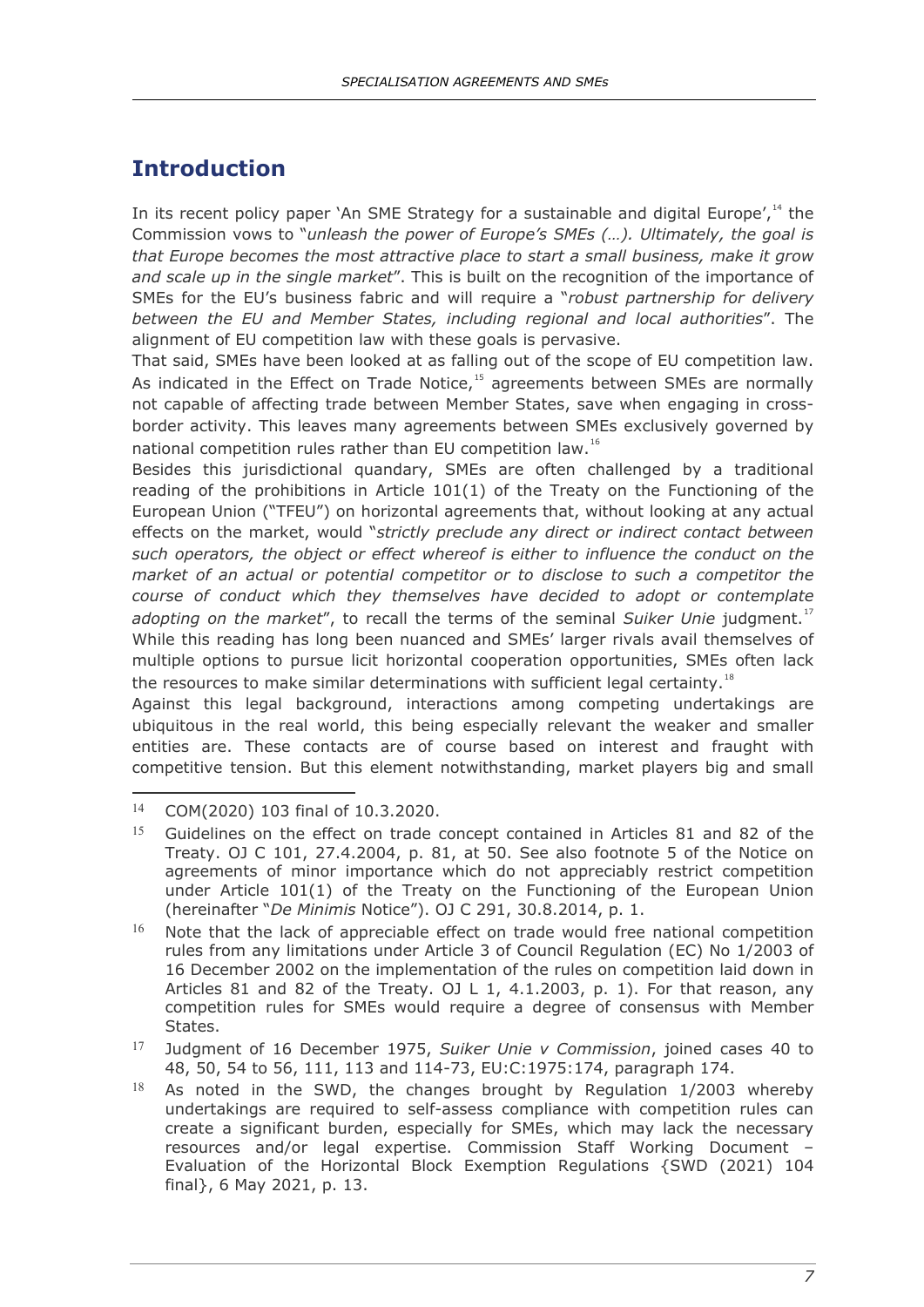# Introduction

In its recent policy paper 'An SME Strategy for a sustainable and digital Europe',[14] the Commission vows to "*unleash the power of Europe's SMEs (…). Ultimately, the goal is that Europe becomes the most attractive place to start a small business, make it grow and scale up in the single market*". This is built on the recognition of the importance of SMEs for the EU's business fabric and will require a "*robust partnership for delivery between the EU and Member States, including regional and local authorities*". The alignment of EU competition law with these goals is pervasive.

That said, SMEs have been looked at as falling out of the scope of EU competition law. As indicated in the Effect on Trade Notice,[15] agreements between SMEs are normally not capable of affecting trade between Member States, save when engaging in cross-border activity. This leaves many agreements between SMEs exclusively governed by national competition rules rather than EU competition law.[16]

Besides this jurisdictional quandary, SMEs are often challenged by a traditional reading of the prohibitions in Article 101(1) of the Treaty on the Functioning of the European Union ("TFEU") on horizontal agreements that, without looking at any actual effects on the market, would "*strictly preclude any direct or indirect contact between such operators, the object or effect whereof is either to influence the conduct on the market of an actual or potential competitor or to disclose to such a competitor the course of conduct which they themselves have decided to adopt or contemplate adopting on the market*", to recall the terms of the seminal *Suiker Unie* judgment.[17] While this reading has long been nuanced and SMEs' larger rivals avail themselves of multiple options to pursue licit horizontal cooperation opportunities, SMEs often lack the resources to make similar determinations with sufficient legal certainty.[18]

Against this legal background, interactions among competing undertakings are ubiquitous in the real world, this being especially relevant the weaker and smaller entities are. These contacts are of course based on interest and fraught with competitive tension. But this element notwithstanding, market players big and small

---

14 COM(2020) 103 final of 10.3.2020.

15 Guidelines on the effect on trade concept contained in Articles 81 and 82 of the Treaty. OJ C 101, 27.4.2004, p. 81, at 50. See also footnote 5 of the Notice on agreements of minor importance which do not appreciably restrict competition under Article 101(1) of the Treaty on the Functioning of the European Union (hereinafter "*De Minimis* Notice"). OJ C 291, 30.8.2014, p. 1.

16 Note that the lack of appreciable effect on trade would free national competition rules from any limitations under Article 3 of Council Regulation (EC) No 1/2003 of 16 December 2002 on the implementation of the rules on competition laid down in Articles 81 and 82 of the Treaty. OJ L 1, 4.1.2003, p. 1). For that reason, any competition rules for SMEs would require a degree of consensus with Member States.

17 Judgment of 16 December 1975, *Suiker Unie v Commission*, joined cases 40 to 48, 50, 54 to 56, 111, 113 and 114-73, EU:C:1975:174, paragraph 174.

18 As noted in the SWD, the changes brought by Regulation 1/2003 whereby undertakings are required to self-assess compliance with competition rules can create a significant burden, especially for SMEs, which may lack the necessary resources and/or legal expertise. Commission Staff Working Document – Evaluation of the Horizontal Block Exemption Regulations {SWD (2021) 104 final}, 6 May 2021, p. 13.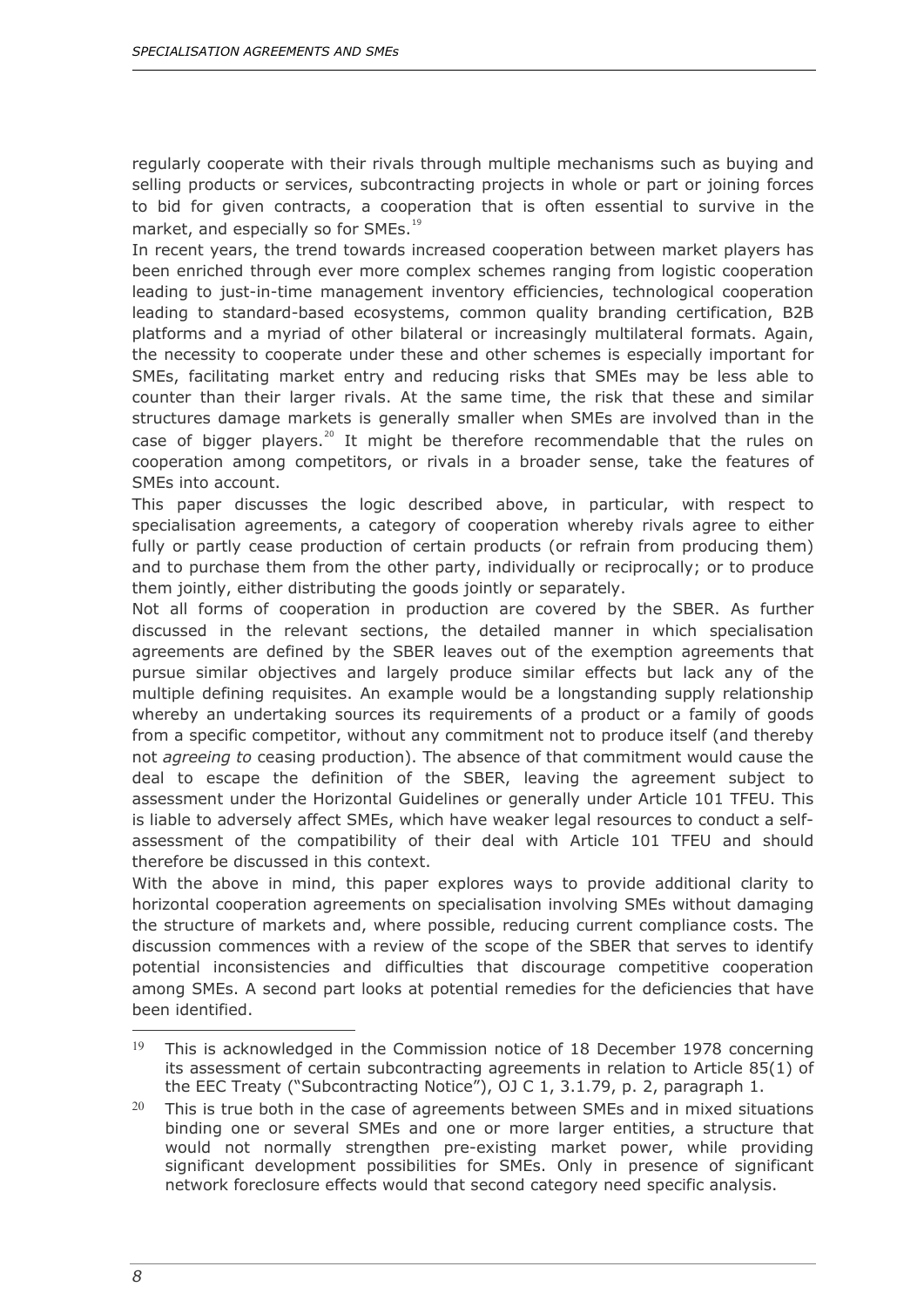regularly cooperate with their rivals through multiple mechanisms such as buying and selling products or services, subcontracting projects in whole or part or joining forces to bid for given contracts, a cooperation that is often essential to survive in the market, and especially so for SMEs.[19]

In recent years, the trend towards increased cooperation between market players has been enriched through ever more complex schemes ranging from logistic cooperation leading to just-in-time management inventory efficiencies, technological cooperation leading to standard-based ecosystems, common quality branding certification, B2B platforms and a myriad of other bilateral or increasingly multilateral formats. Again, the necessity to cooperate under these and other schemes is especially important for SMEs, facilitating market entry and reducing risks that SMEs may be less able to counter than their larger rivals. At the same time, the risk that these and similar structures damage markets is generally smaller when SMEs are involved than in the case of bigger players.[20] It might be therefore recommendable that the rules on cooperation among competitors, or rivals in a broader sense, take the features of SMEs into account.

This paper discusses the logic described above, in particular, with respect to specialisation agreements, a category of cooperation whereby rivals agree to either fully or partly cease production of certain products (or refrain from producing them) and to purchase them from the other party, individually or reciprocally; or to produce them jointly, either distributing the goods jointly or separately.

Not all forms of cooperation in production are covered by the SBER. As further discussed in the relevant sections, the detailed manner in which specialisation agreements are defined by the SBER leaves out of the exemption agreements that pursue similar objectives and largely produce similar effects but lack any of the multiple defining requisites. An example would be a longstanding supply relationship whereby an undertaking sources its requirements of a product or a family of goods from a specific competitor, without any commitment not to produce itself (and thereby not *agreeing to* ceasing production). The absence of that commitment would cause the deal to escape the definition of the SBER, leaving the agreement subject to assessment under the Horizontal Guidelines or generally under Article 101 TFEU. This is liable to adversely affect SMEs, which have weaker legal resources to conduct a self-assessment of the compatibility of their deal with Article 101 TFEU and should therefore be discussed in this context.

With the above in mind, this paper explores ways to provide additional clarity to horizontal cooperation agreements on specialisation involving SMEs without damaging the structure of markets and, where possible, reducing current compliance costs. The discussion commences with a review of the scope of the SBER that serves to identify potential inconsistencies and difficulties that discourage competitive cooperation among SMEs. A second part looks at potential remedies for the deficiencies that have been identified.

---

[19] This is acknowledged in the Commission notice of 18 December 1978 concerning its assessment of certain subcontracting agreements in relation to Article 85(1) of the EEC Treaty ("Subcontracting Notice"), OJ C 1, 3.1.79, p. 2, paragraph 1.

[20] This is true both in the case of agreements between SMEs and in mixed situations binding one or several SMEs and one or more larger entities, a structure that would not normally strengthen pre-existing market power, while providing significant development possibilities for SMEs. Only in presence of significant network foreclosure effects would that second category need specific analysis.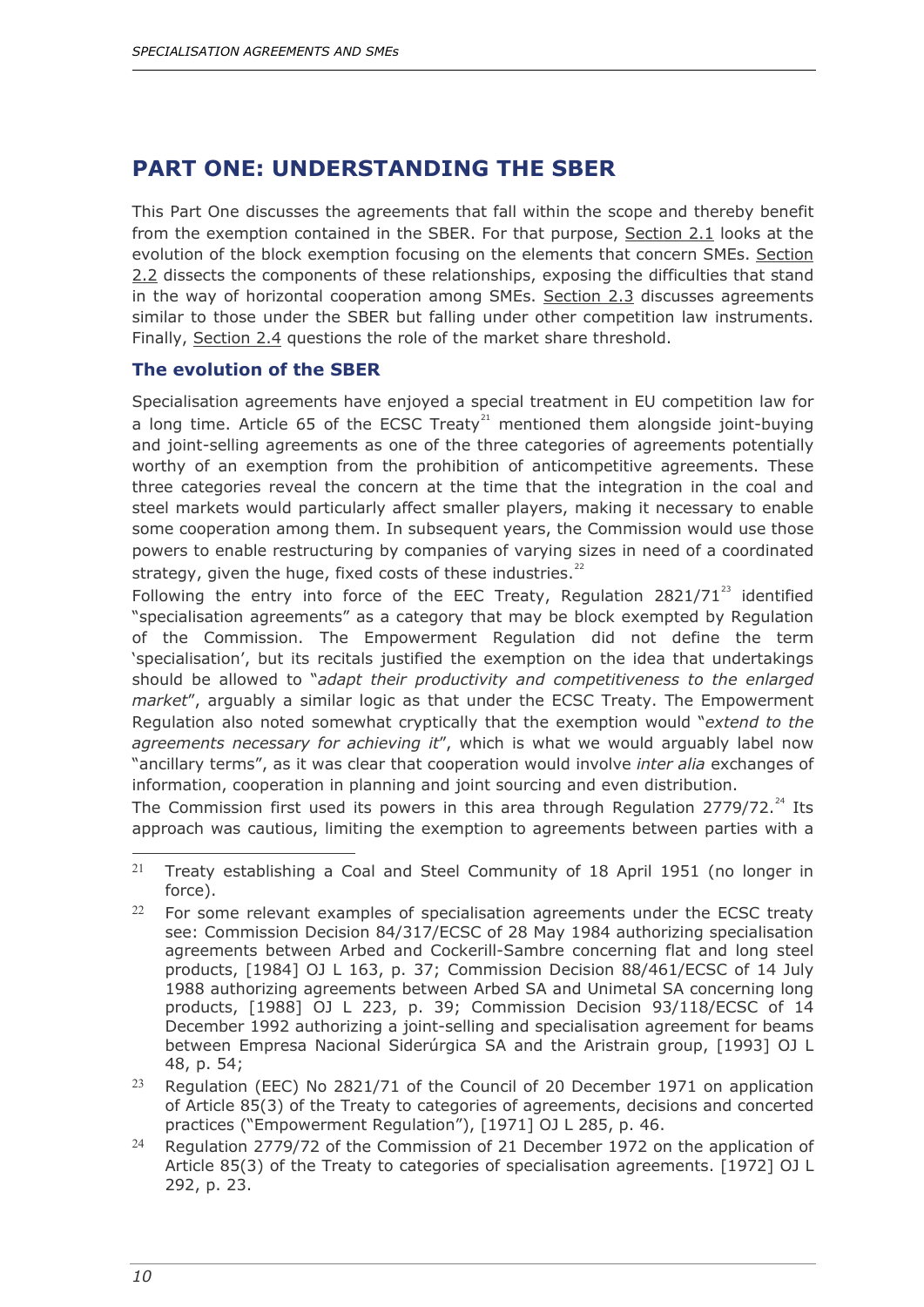# PART ONE: UNDERSTANDING THE SBER

This Part One discusses the agreements that fall within the scope and thereby benefit from the exemption contained in the SBER. For that purpose, Section 2.1 looks at the evolution of the block exemption focusing on the elements that concern SMEs. Section 2.2 dissects the components of these relationships, exposing the difficulties that stand in the way of horizontal cooperation among SMEs. Section 2.3 discusses agreements similar to those under the SBER but falling under other competition law instruments. Finally, Section 2.4 questions the role of the market share threshold.

## The evolution of the SBER

Specialisation agreements have enjoyed a special treatment in EU competition law for a long time. Article 65 of the ECSC Treaty[21] mentioned them alongside joint-buying and joint-selling agreements as one of the three categories of agreements potentially worthy of an exemption from the prohibition of anticompetitive agreements. These three categories reveal the concern at the time that the integration in the coal and steel markets would particularly affect smaller players, making it necessary to enable some cooperation among them. In subsequent years, the Commission would use those powers to enable restructuring by companies of varying sizes in need of a coordinated strategy, given the huge, fixed costs of these industries.[22]

Following the entry into force of the EEC Treaty, Regulation 2821/71[23] identified "specialisation agreements" as a category that may be block exempted by Regulation of the Commission. The Empowerment Regulation did not define the term 'specialisation', but its recitals justified the exemption on the idea that undertakings should be allowed to "*adapt their productivity and competitiveness to the enlarged market*", arguably a similar logic as that under the ECSC Treaty. The Empowerment Regulation also noted somewhat cryptically that the exemption would "*extend to the agreements necessary for achieving it*", which is what we would arguably label now "ancillary terms", as it was clear that cooperation would involve *inter alia* exchanges of information, cooperation in planning and joint sourcing and even distribution.

The Commission first used its powers in this area through Regulation 2779/72.[24] Its approach was cautious, limiting the exemption to agreements between parties with a

---

[21] Treaty establishing a Coal and Steel Community of 18 April 1951 (no longer in force).

[22] For some relevant examples of specialisation agreements under the ECSC treaty see: Commission Decision 84/317/ECSC of 28 May 1984 authorizing specialisation agreements between Arbed and Cockerill-Sambre concerning flat and long steel products, [1984] OJ L 163, p. 37; Commission Decision 88/461/ECSC of 14 July 1988 authorizing agreements between Arbed SA and Unimetal SA concerning long products, [1988] OJ L 223, p. 39; Commission Decision 93/118/ECSC of 14 December 1992 authorizing a joint-selling and specialisation agreement for beams between Empresa Nacional Siderúrgica SA and the Aristrain group, [1993] OJ L 48, p. 54;

[23] Regulation (EEC) No 2821/71 of the Council of 20 December 1971 on application of Article 85(3) of the Treaty to categories of agreements, decisions and concerted practices ("Empowerment Regulation"), [1971] OJ L 285, p. 46.

[24] Regulation 2779/72 of the Commission of 21 December 1972 on the application of Article 85(3) of the Treaty to categories of specialisation agreements. [1972] OJ L 292, p. 23.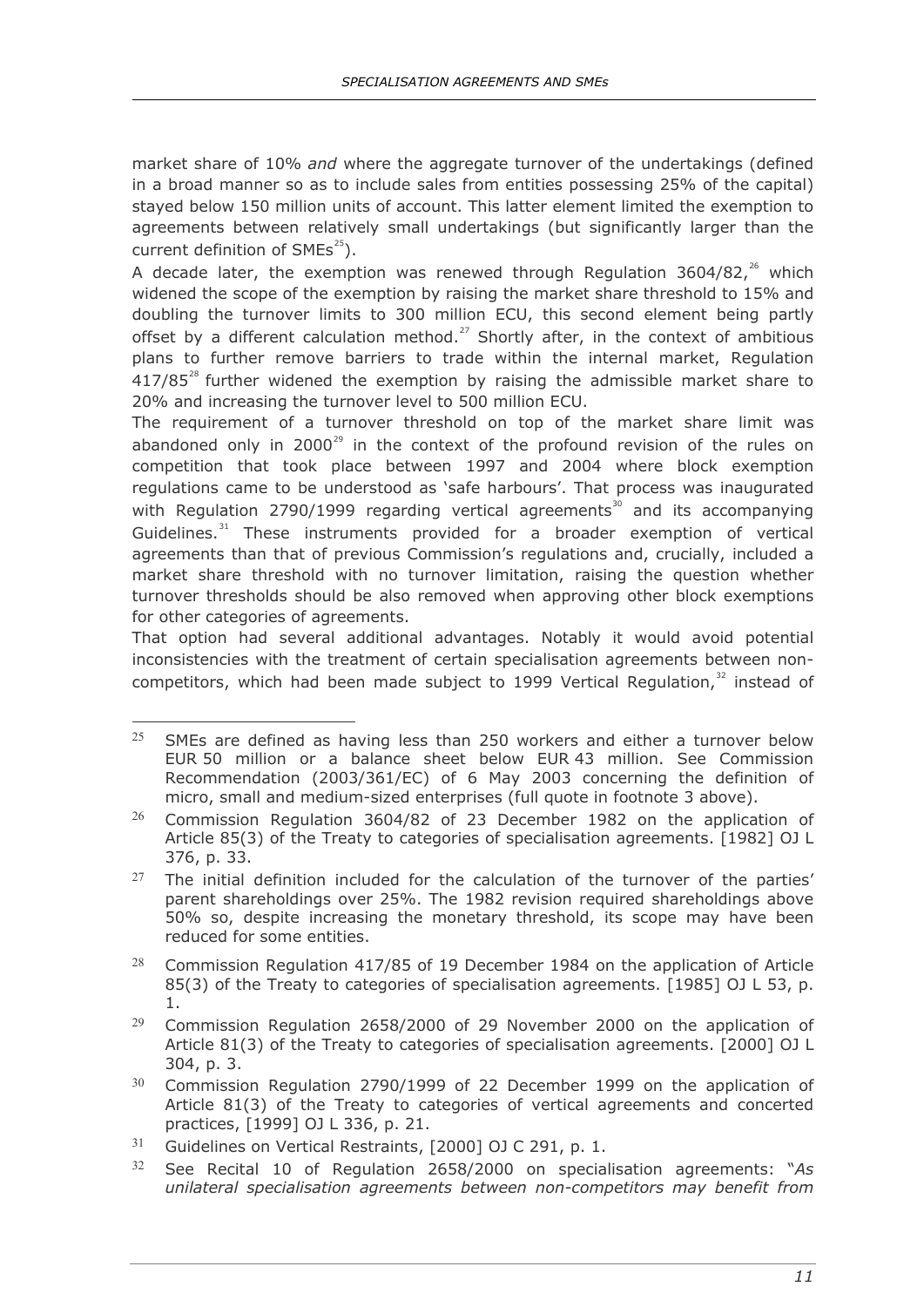market share of 10% *and* where the aggregate turnover of the undertakings (defined in a broad manner so as to include sales from entities possessing 25% of the capital) stayed below 150 million units of account. This latter element limited the exemption to agreements between relatively small undertakings (but significantly larger than the current definition of SMEs[25]).

A decade later, the exemption was renewed through Regulation 3604/82,[26] which widened the scope of the exemption by raising the market share threshold to 15% and doubling the turnover limits to 300 million ECU, this second element being partly offset by a different calculation method.[27] Shortly after, in the context of ambitious plans to further remove barriers to trade within the internal market, Regulation 417/85[28] further widened the exemption by raising the admissible market share to 20% and increasing the turnover level to 500 million ECU.

The requirement of a turnover threshold on top of the market share limit was abandoned only in 2000[29] in the context of the profound revision of the rules on competition that took place between 1997 and 2004 where block exemption regulations came to be understood as 'safe harbours'. That process was inaugurated with Regulation 2790/1999 regarding vertical agreements[30] and its accompanying Guidelines.[31] These instruments provided for a broader exemption of vertical agreements than that of previous Commission's regulations and, crucially, included a market share threshold with no turnover limitation, raising the question whether turnover thresholds should be also removed when approving other block exemptions for other categories of agreements.

That option had several additional advantages. Notably it would avoid potential inconsistencies with the treatment of certain specialisation agreements between non-competitors, which had been made subject to 1999 Vertical Regulation,[32] instead of

---

[25] SMEs are defined as having less than 250 workers and either a turnover below EUR 50 million or a balance sheet below EUR 43 million. See Commission Recommendation (2003/361/EC) of 6 May 2003 concerning the definition of micro, small and medium-sized enterprises (full quote in footnote 3 above).

[26] Commission Regulation 3604/82 of 23 December 1982 on the application of Article 85(3) of the Treaty to categories of specialisation agreements. [1982] OJ L 376, p. 33.

[27] The initial definition included for the calculation of the turnover of the parties' parent shareholdings over 25%. The 1982 revision required shareholdings above 50% so, despite increasing the monetary threshold, its scope may have been reduced for some entities.

[28] Commission Regulation 417/85 of 19 December 1984 on the application of Article 85(3) of the Treaty to categories of specialisation agreements. [1985] OJ L 53, p. 1.

[29] Commission Regulation 2658/2000 of 29 November 2000 on the application of Article 81(3) of the Treaty to categories of specialisation agreements. [2000] OJ L 304, p. 3.

[30] Commission Regulation 2790/1999 of 22 December 1999 on the application of Article 81(3) of the Treaty to categories of vertical agreements and concerted practices, [1999] OJ L 336, p. 21.

[31] Guidelines on Vertical Restraints, [2000] OJ C 291, p. 1.

[32] See Recital 10 of Regulation 2658/2000 on specialisation agreements: "*As unilateral specialisation agreements between non-competitors may benefit from*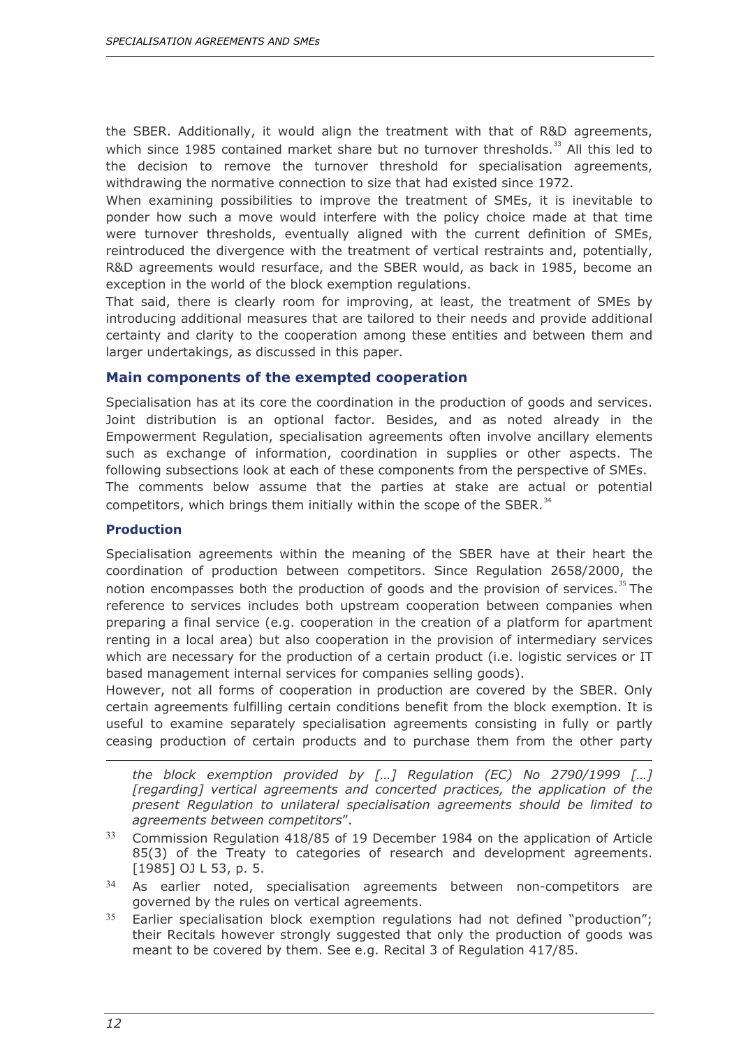the SBER. Additionally, it would align the treatment with that of R&D agreements, which since 1985 contained market share but no turnover thresholds.[33] All this led to the decision to remove the turnover threshold for specialisation agreements, withdrawing the normative connection to size that had existed since 1972.

When examining possibilities to improve the treatment of SMEs, it is inevitable to ponder how such a move would interfere with the policy choice made at that time were turnover thresholds, eventually aligned with the current definition of SMEs, reintroduced the divergence with the treatment of vertical restraints and, potentially, R&D agreements would resurface, and the SBER would, as back in 1985, become an exception in the world of the block exemption regulations.

That said, there is clearly room for improving, at least, the treatment of SMEs by introducing additional measures that are tailored to their needs and provide additional certainty and clarity to the cooperation among these entities and between them and larger undertakings, as discussed in this paper.

## Main components of the exempted cooperation

Specialisation has at its core the coordination in the production of goods and services. Joint distribution is an optional factor. Besides, and as noted already in the Empowerment Regulation, specialisation agreements often involve ancillary elements such as exchange of information, coordination in supplies or other aspects. The following subsections look at each of these components from the perspective of SMEs.

The comments below assume that the parties at stake are actual or potential competitors, which brings them initially within the scope of the SBER.[34]

### Production

Specialisation agreements within the meaning of the SBER have at their heart the coordination of production between competitors. Since Regulation 2658/2000, the notion encompasses both the production of goods and the provision of services.[35] The reference to services includes both upstream cooperation between companies when preparing a final service (e.g. cooperation in the creation of a platform for apartment renting in a local area) but also cooperation in the provision of intermediary services which are necessary for the production of a certain product (i.e. logistic services or IT based management internal services for companies selling goods).

However, not all forms of cooperation in production are covered by the SBER. Only certain agreements fulfilling certain conditions benefit from the block exemption. It is useful to examine separately specialisation agreements consisting in fully or partly ceasing production of certain products and to purchase them from the other party

---

*the block exemption provided by […] Regulation (EC) No 2790/1999 […] [regarding] vertical agreements and concerted practices, the application of the present Regulation to unilateral specialisation agreements should be limited to agreements between competitors*".

[33] Commission Regulation 418/85 of 19 December 1984 on the application of Article 85(3) of the Treaty to categories of research and development agreements. [1985] OJ L 53, p. 5.

[34] As earlier noted, specialisation agreements between non-competitors are governed by the rules on vertical agreements.

[35] Earlier specialisation block exemption regulations had not defined "production"; their Recitals however strongly suggested that only the production of goods was meant to be covered by them. See e.g. Recital 3 of Regulation 417/85.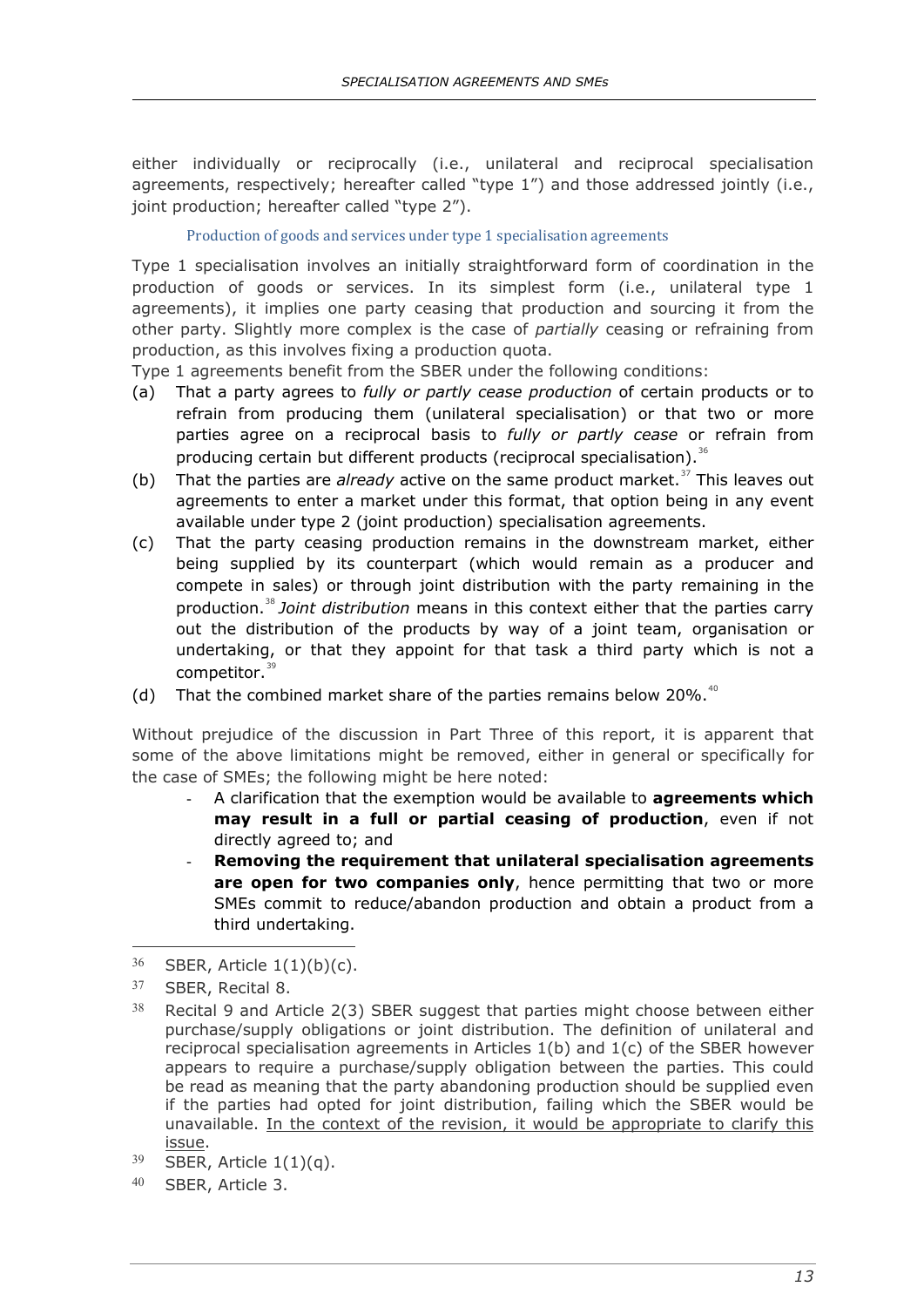either individually or reciprocally (i.e., unilateral and reciprocal specialisation agreements, respectively; hereafter called "type 1") and those addressed jointly (i.e., joint production; hereafter called "type 2").

### Production of goods and services under type 1 specialisation agreements

Type 1 specialisation involves an initially straightforward form of coordination in the production of goods or services. In its simplest form (i.e., unilateral type 1 agreements), it implies one party ceasing that production and sourcing it from the other party. Slightly more complex is the case of *partially* ceasing or refraining from production, as this involves fixing a production quota.

Type 1 agreements benefit from the SBER under the following conditions:

(a) That a party agrees to *fully or partly cease production* of certain products or to refrain from producing them (unilateral specialisation) or that two or more parties agree on a reciprocal basis to *fully or partly cease* or refrain from producing certain but different products (reciprocal specialisation).[36]

(b) That the parties are *already* active on the same product market.[37] This leaves out agreements to enter a market under this format, that option being in any event available under type 2 (joint production) specialisation agreements.

(c) That the party ceasing production remains in the downstream market, either being supplied by its counterpart (which would remain as a producer and compete in sales) or through joint distribution with the party remaining in the production.[38] *Joint distribution* means in this context either that the parties carry out the distribution of the products by way of a joint team, organisation or undertaking, or that they appoint for that task a third party which is not a competitor.[39]

(d) That the combined market share of the parties remains below 20%.[40]

Without prejudice of the discussion in Part Three of this report, it is apparent that some of the above limitations might be removed, either in general or specifically for the case of SMEs; the following might be here noted:

- A clarification that the exemption would be available to **agreements which may result in a full or partial ceasing of production**, even if not directly agreed to; and
- **Removing the requirement that unilateral specialisation agreements are open for two companies only**, hence permitting that two or more SMEs commit to reduce/abandon production and obtain a product from a third undertaking.

---

[36] SBER, Article 1(1)(b)(c).

[37] SBER, Recital 8.

[38] Recital 9 and Article 2(3) SBER suggest that parties might choose between either purchase/supply obligations or joint distribution. The definition of unilateral and reciprocal specialisation agreements in Articles 1(b) and 1(c) of the SBER however appears to require a purchase/supply obligation between the parties. This could be read as meaning that the party abandoning production should be supplied even if the parties had opted for joint distribution, failing which the SBER would be unavailable. <u>In the context of the revision, it would be appropriate to clarify this issue</u>.

[39] SBER, Article 1(1)(q).

[40] SBER, Article 3.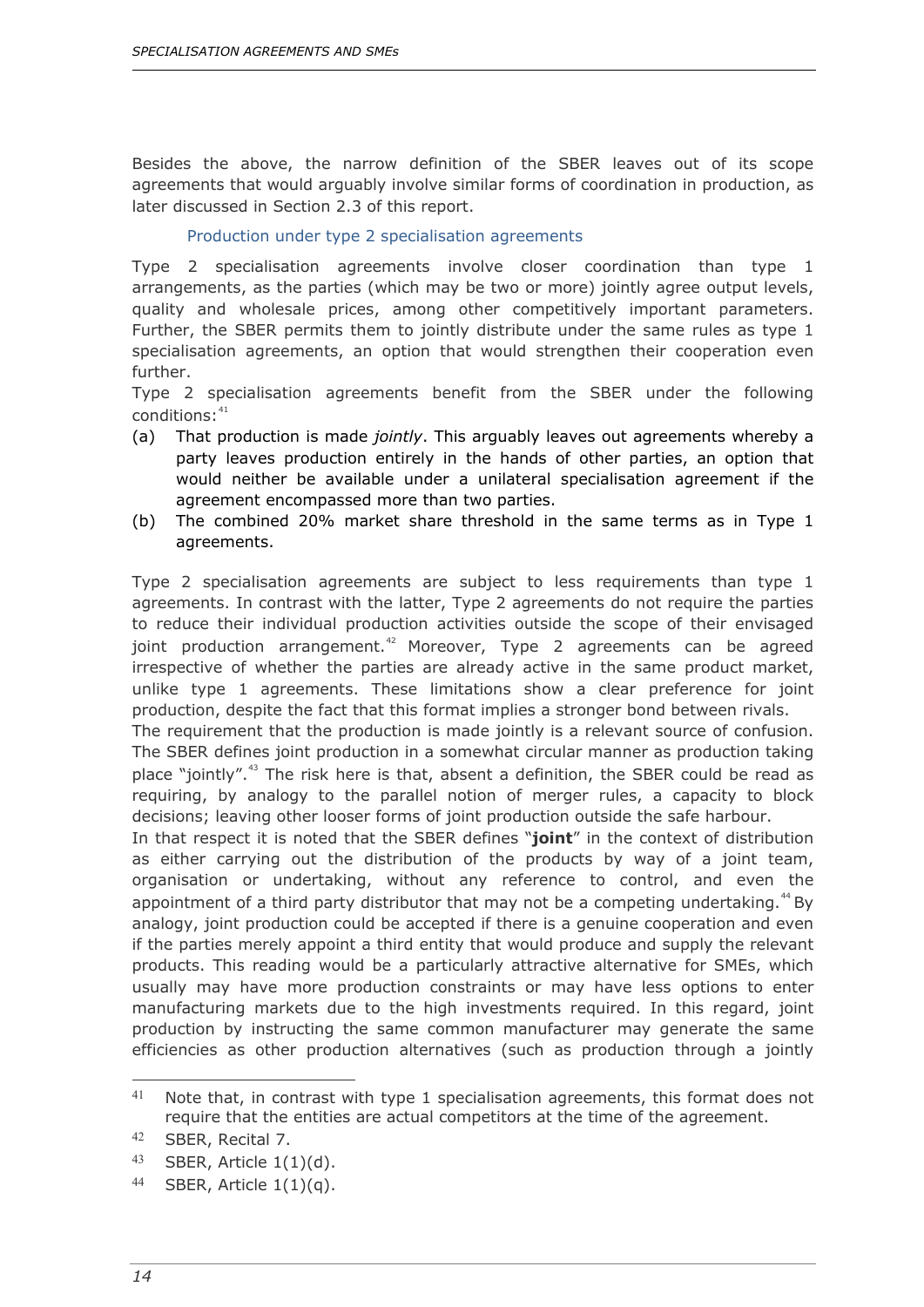Besides the above, the narrow definition of the SBER leaves out of its scope agreements that would arguably involve similar forms of coordination in production, as later discussed in Section 2.3 of this report.

### Production under type 2 specialisation agreements

Type 2 specialisation agreements involve closer coordination than type 1 arrangements, as the parties (which may be two or more) jointly agree output levels, quality and wholesale prices, among other competitively important parameters. Further, the SBER permits them to jointly distribute under the same rules as type 1 specialisation agreements, an option that would strengthen their cooperation even further.

Type 2 specialisation agreements benefit from the SBER under the following conditions:[41]

(a) That production is made *jointly*. This arguably leaves out agreements whereby a party leaves production entirely in the hands of other parties, an option that would neither be available under a unilateral specialisation agreement if the agreement encompassed more than two parties.

(b) The combined 20% market share threshold in the same terms as in Type 1 agreements.

Type 2 specialisation agreements are subject to less requirements than type 1 agreements. In contrast with the latter, Type 2 agreements do not require the parties to reduce their individual production activities outside the scope of their envisaged joint production arrangement.[42] Moreover, Type 2 agreements can be agreed irrespective of whether the parties are already active in the same product market, unlike type 1 agreements. These limitations show a clear preference for joint production, despite the fact that this format implies a stronger bond between rivals.

The requirement that the production is made jointly is a relevant source of confusion. The SBER defines joint production in a somewhat circular manner as production taking place "jointly".[43] The risk here is that, absent a definition, the SBER could be read as requiring, by analogy to the parallel notion of merger rules, a capacity to block decisions; leaving other looser forms of joint production outside the safe harbour.

In that respect it is noted that the SBER defines "**joint**" in the context of distribution as either carrying out the distribution of the products by way of a joint team, organisation or undertaking, without any reference to control, and even the appointment of a third party distributor that may not be a competing undertaking.[44] By analogy, joint production could be accepted if there is a genuine cooperation and even if the parties merely appoint a third entity that would produce and supply the relevant products. This reading would be a particularly attractive alternative for SMEs, which usually may have more production constraints or may have less options to enter manufacturing markets due to the high investments required. In this regard, joint production by instructing the same common manufacturer may generate the same efficiencies as other production alternatives (such as production through a jointly

---

[41] Note that, in contrast with type 1 specialisation agreements, this format does not require that the entities are actual competitors at the time of the agreement.

[42] SBER, Recital 7.

[43] SBER, Article 1(1)(d).

[44] SBER, Article 1(1)(q).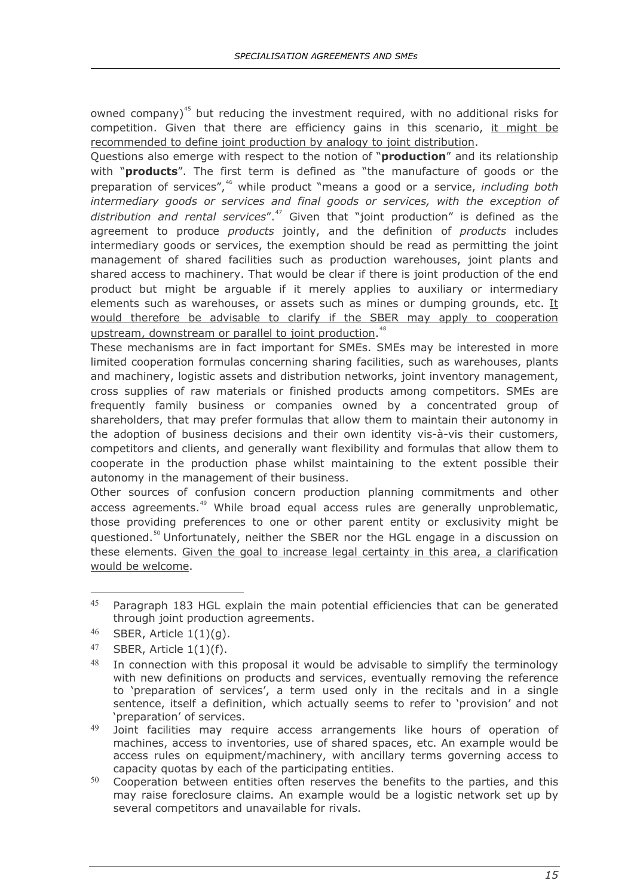owned company)[45] but reducing the investment required, with no additional risks for competition. Given that there are efficiency gains in this scenario, it might be recommended to define joint production by analogy to joint distribution.

Questions also emerge with respect to the notion of "**production**" and its relationship with "**products**". The first term is defined as "the manufacture of goods or the preparation of services",[46] while product "means a good or a service, *including both intermediary goods or services and final goods or services, with the exception of distribution and rental services*".[47] Given that "joint production" is defined as the agreement to produce *products* jointly, and the definition of *products* includes intermediary goods or services, the exemption should be read as permitting the joint management of shared facilities such as production warehouses, joint plants and shared access to machinery. That would be clear if there is joint production of the end product but might be arguable if it merely applies to auxiliary or intermediary elements such as warehouses, or assets such as mines or dumping grounds, etc. It would therefore be advisable to clarify if the SBER may apply to cooperation upstream, downstream or parallel to joint production.[48]

These mechanisms are in fact important for SMEs. SMEs may be interested in more limited cooperation formulas concerning sharing facilities, such as warehouses, plants and machinery, logistic assets and distribution networks, joint inventory management, cross supplies of raw materials or finished products among competitors. SMEs are frequently family business or companies owned by a concentrated group of shareholders, that may prefer formulas that allow them to maintain their autonomy in the adoption of business decisions and their own identity vis-à-vis their customers, competitors and clients, and generally want flexibility and formulas that allow them to cooperate in the production phase whilst maintaining to the extent possible their autonomy in the management of their business.

Other sources of confusion concern production planning commitments and other access agreements.[49] While broad equal access rules are generally unproblematic, those providing preferences to one or other parent entity or exclusivity might be questioned.[50] Unfortunately, neither the SBER nor the HGL engage in a discussion on these elements. Given the goal to increase legal certainty in this area, a clarification would be welcome.

---

[45] Paragraph 183 HGL explain the main potential efficiencies that can be generated through joint production agreements.

[46] SBER, Article 1(1)(g).

[47] SBER, Article 1(1)(f).

[48] In connection with this proposal it would be advisable to simplify the terminology with new definitions on products and services, eventually removing the reference to 'preparation of services', a term used only in the recitals and in a single sentence, itself a definition, which actually seems to refer to 'provision' and not 'preparation' of services.

[49] Joint facilities may require access arrangements like hours of operation of machines, access to inventories, use of shared spaces, etc. An example would be access rules on equipment/machinery, with ancillary terms governing access to capacity quotas by each of the participating entities.

[50] Cooperation between entities often reserves the benefits to the parties, and this may raise foreclosure claims. An example would be a logistic network set up by several competitors and unavailable for rivals.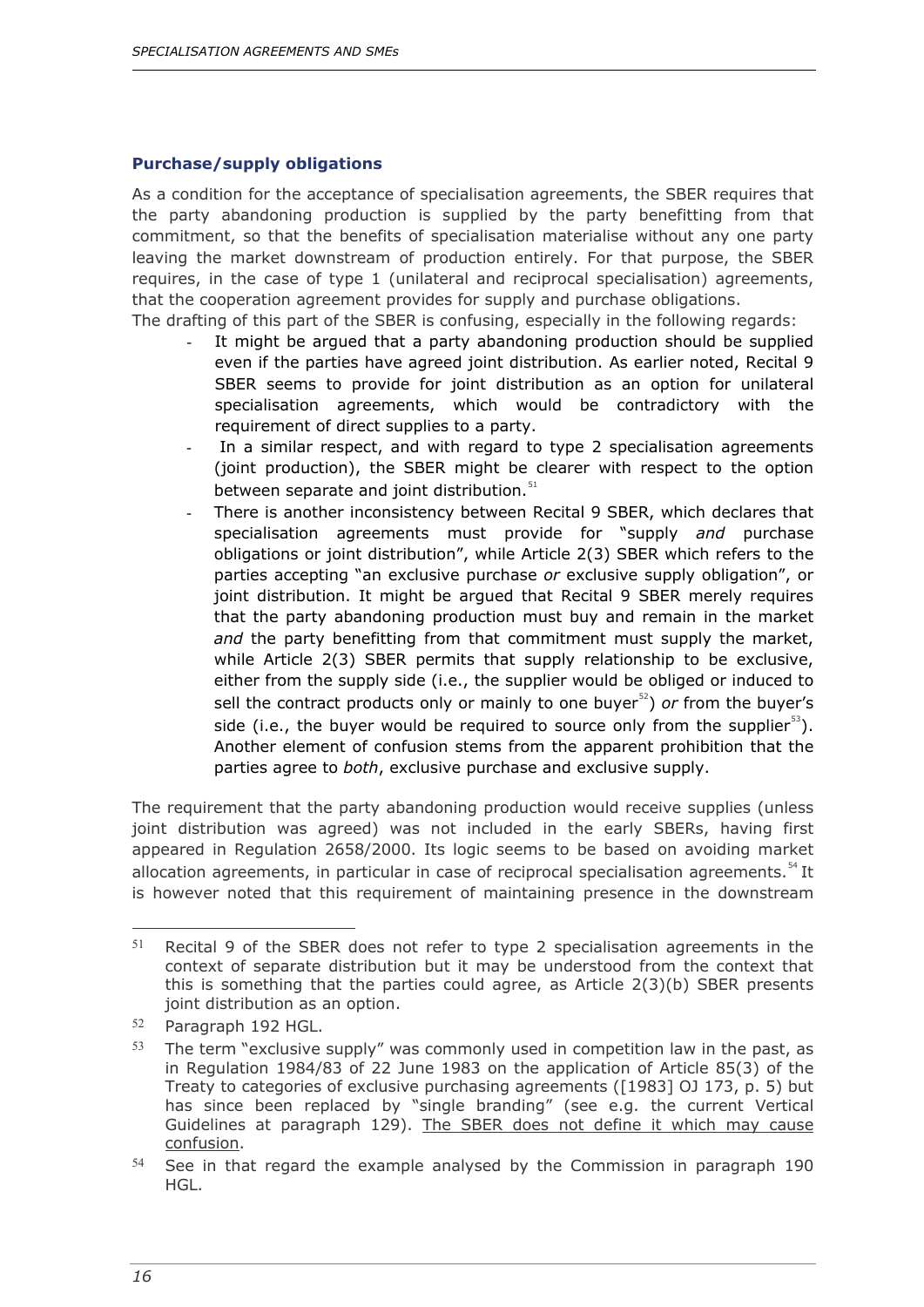### Purchase/supply obligations

As a condition for the acceptance of specialisation agreements, the SBER requires that the party abandoning production is supplied by the party benefitting from that commitment, so that the benefits of specialisation materialise without any one party leaving the market downstream of production entirely. For that purpose, the SBER requires, in the case of type 1 (unilateral and reciprocal specialisation) agreements, that the cooperation agreement provides for supply and purchase obligations.

The drafting of this part of the SBER is confusing, especially in the following regards:

- It might be argued that a party abandoning production should be supplied even if the parties have agreed joint distribution. As earlier noted, Recital 9 SBER seems to provide for joint distribution as an option for unilateral specialisation agreements, which would be contradictory with the requirement of direct supplies to a party.
- In a similar respect, and with regard to type 2 specialisation agreements (joint production), the SBER might be clearer with respect to the option between separate and joint distribution.[51]
- There is another inconsistency between Recital 9 SBER, which declares that specialisation agreements must provide for "supply *and* purchase obligations or joint distribution", while Article 2(3) SBER which refers to the parties accepting "an exclusive purchase *or* exclusive supply obligation", or joint distribution. It might be argued that Recital 9 SBER merely requires that the party abandoning production must buy and remain in the market *and* the party benefitting from that commitment must supply the market, while Article 2(3) SBER permits that supply relationship to be exclusive, either from the supply side (i.e., the supplier would be obliged or induced to sell the contract products only or mainly to one buyer[52]) *or* from the buyer's side (i.e., the buyer would be required to source only from the supplier[53]). Another element of confusion stems from the apparent prohibition that the parties agree to *both*, exclusive purchase and exclusive supply.

The requirement that the party abandoning production would receive supplies (unless joint distribution was agreed) was not included in the early SBERs, having first appeared in Regulation 2658/2000. Its logic seems to be based on avoiding market allocation agreements, in particular in case of reciprocal specialisation agreements.[54] It is however noted that this requirement of maintaining presence in the downstream

---

[51] Recital 9 of the SBER does not refer to type 2 specialisation agreements in the context of separate distribution but it may be understood from the context that this is something that the parties could agree, as Article 2(3)(b) SBER presents joint distribution as an option.

[52] Paragraph 192 HGL.

[53] The term "exclusive supply" was commonly used in competition law in the past, as in Regulation 1984/83 of 22 June 1983 on the application of Article 85(3) of the Treaty to categories of exclusive purchasing agreements ([1983] OJ 173, p. 5) but has since been replaced by "single branding" (see e.g. the current Vertical Guidelines at paragraph 129). <u>The SBER does not define it which may cause confusion</u>.

[54] See in that regard the example analysed by the Commission in paragraph 190 HGL.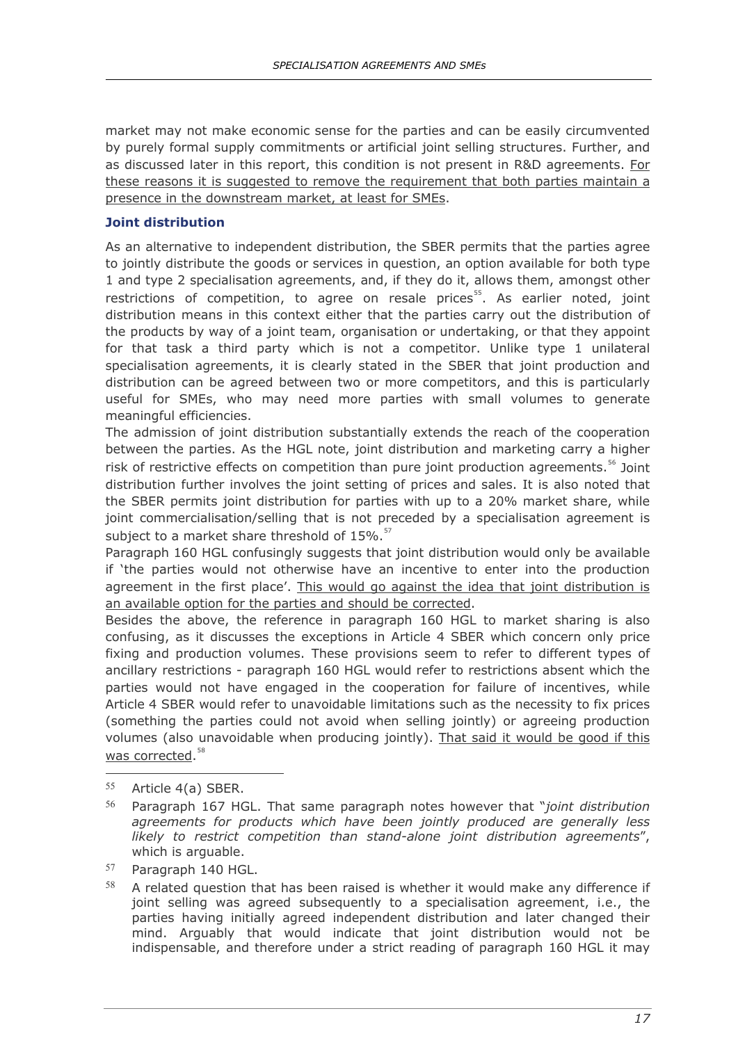market may not make economic sense for the parties and can be easily circumvented by purely formal supply commitments or artificial joint selling structures. Further, and as discussed later in this report, this condition is not present in R&D agreements. <u>For these reasons it is suggested to remove the requirement that both parties maintain a presence in the downstream market, at least for SMEs</u>.

### Joint distribution

As an alternative to independent distribution, the SBER permits that the parties agree to jointly distribute the goods or services in question, an option available for both type 1 and type 2 specialisation agreements, and, if they do it, allows them, amongst other restrictions of competition, to agree on resale prices[55]. As earlier noted, joint distribution means in this context either that the parties carry out the distribution of the products by way of a joint team, organisation or undertaking, or that they appoint for that task a third party which is not a competitor. Unlike type 1 unilateral specialisation agreements, it is clearly stated in the SBER that joint production and distribution can be agreed between two or more competitors, and this is particularly useful for SMEs, who may need more parties with small volumes to generate meaningful efficiencies.

The admission of joint distribution substantially extends the reach of the cooperation between the parties. As the HGL note, joint distribution and marketing carry a higher risk of restrictive effects on competition than pure joint production agreements.[56] Joint distribution further involves the joint setting of prices and sales. It is also noted that the SBER permits joint distribution for parties with up to a 20% market share, while joint commercialisation/selling that is not preceded by a specialisation agreement is subject to a market share threshold of 15%.[57]

Paragraph 160 HGL confusingly suggests that joint distribution would only be available if 'the parties would not otherwise have an incentive to enter into the production agreement in the first place'. <u>This would go against the idea that joint distribution is an available option for the parties and should be corrected</u>.

Besides the above, the reference in paragraph 160 HGL to market sharing is also confusing, as it discusses the exceptions in Article 4 SBER which concern only price fixing and production volumes. These provisions seem to refer to different types of ancillary restrictions - paragraph 160 HGL would refer to restrictions absent which the parties would not have engaged in the cooperation for failure of incentives, while Article 4 SBER would refer to unavoidable limitations such as the necessity to fix prices (something the parties could not avoid when selling jointly) or agreeing production volumes (also unavoidable when producing jointly). <u>That said it would be good if this was corrected</u>.[58]

---

[55] Article 4(a) SBER.

[56] Paragraph 167 HGL. That same paragraph notes however that "*joint distribution agreements for products which have been jointly produced are generally less likely to restrict competition than stand-alone joint distribution agreements*", which is arguable.

[57] Paragraph 140 HGL.

[58] A related question that has been raised is whether it would make any difference if joint selling was agreed subsequently to a specialisation agreement, i.e., the parties having initially agreed independent distribution and later changed their mind. Arguably that would indicate that joint distribution would not be indispensable, and therefore under a strict reading of paragraph 160 HGL it may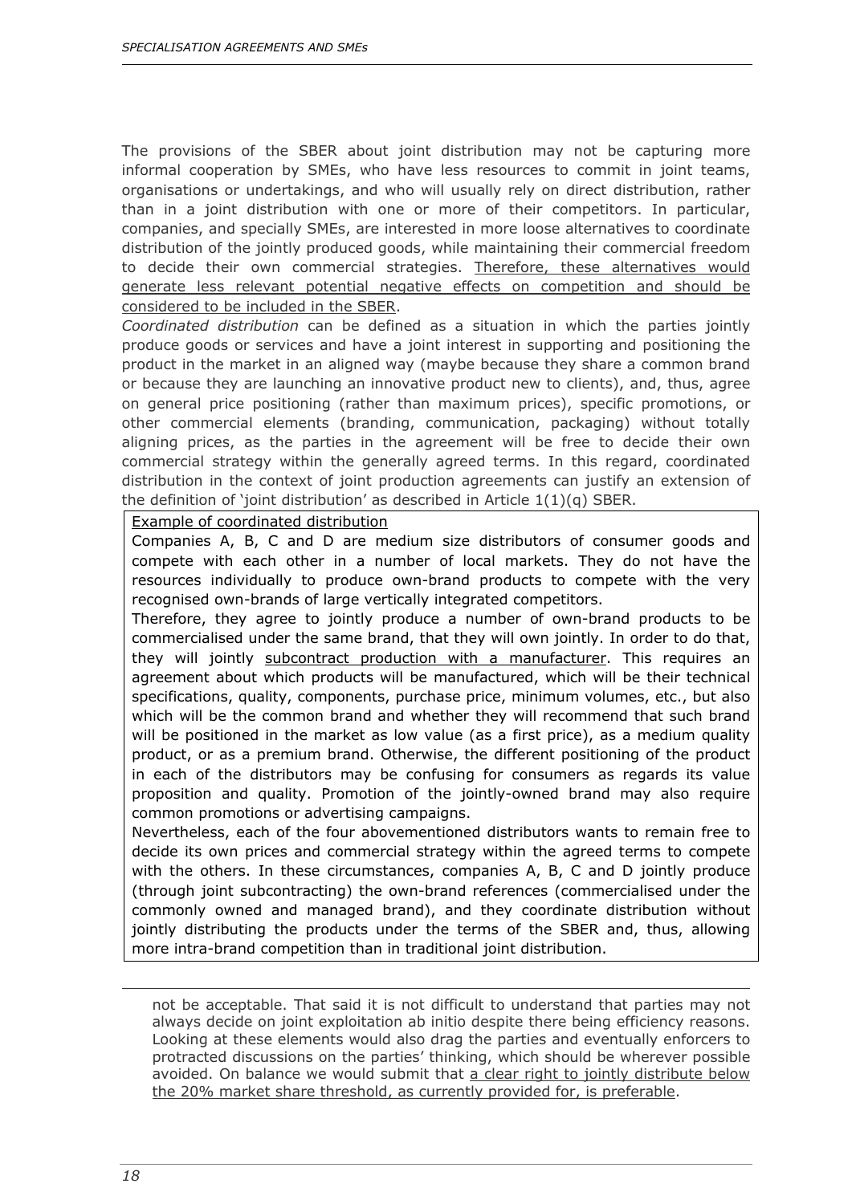The provisions of the SBER about joint distribution may not be capturing more informal cooperation by SMEs, who have less resources to commit in joint teams, organisations or undertakings, and who will usually rely on direct distribution, rather than in a joint distribution with one or more of their competitors. In particular, companies, and specially SMEs, are interested in more loose alternatives to coordinate distribution of the jointly produced goods, while maintaining their commercial freedom to decide their own commercial strategies. <u>Therefore, these alternatives would generate less relevant potential negative effects on competition and should be considered to be included in the SBER</u>.

*Coordinated distribution* can be defined as a situation in which the parties jointly produce goods or services and have a joint interest in supporting and positioning the product in the market in an aligned way (maybe because they share a common brand or because they are launching an innovative product new to clients), and, thus, agree on general price positioning (rather than maximum prices), specific promotions, or other commercial elements (branding, communication, packaging) without totally aligning prices, as the parties in the agreement will be free to decide their own commercial strategy within the generally agreed terms. In this regard, coordinated distribution in the context of joint production agreements can justify an extension of the definition of 'joint distribution' as described in Article 1(1)(q) SBER.

<u>Example of coordinated distribution</u>

Companies A, B, C and D are medium size distributors of consumer goods and compete with each other in a number of local markets. They do not have the resources individually to produce own-brand products to compete with the very recognised own-brands of large vertically integrated competitors.

Therefore, they agree to jointly produce a number of own-brand products to be commercialised under the same brand, that they will own jointly. In order to do that, they will jointly <u>subcontract production with a manufacturer</u>. This requires an agreement about which products will be manufactured, which will be their technical specifications, quality, components, purchase price, minimum volumes, etc., but also which will be the common brand and whether they will recommend that such brand will be positioned in the market as low value (as a first price), as a medium quality product, or as a premium brand. Otherwise, the different positioning of the product in each of the distributors may be confusing for consumers as regards its value proposition and quality. Promotion of the jointly-owned brand may also require common promotions or advertising campaigns.

Nevertheless, each of the four abovementioned distributors wants to remain free to decide its own prices and commercial strategy within the agreed terms to compete with the others. In these circumstances, companies A, B, C and D jointly produce (through joint subcontracting) the own-brand references (commercialised under the commonly owned and managed brand), and they coordinate distribution without jointly distributing the products under the terms of the SBER and, thus, allowing more intra-brand competition than in traditional joint distribution.

---

not be acceptable. That said it is not difficult to understand that parties may not always decide on joint exploitation ab initio despite there being efficiency reasons. Looking at these elements would also drag the parties and eventually enforcers to protracted discussions on the parties' thinking, which should be wherever possible avoided. On balance we would submit that <u>a clear right to jointly distribute below the 20% market share threshold, as currently provided for, is preferable</u>.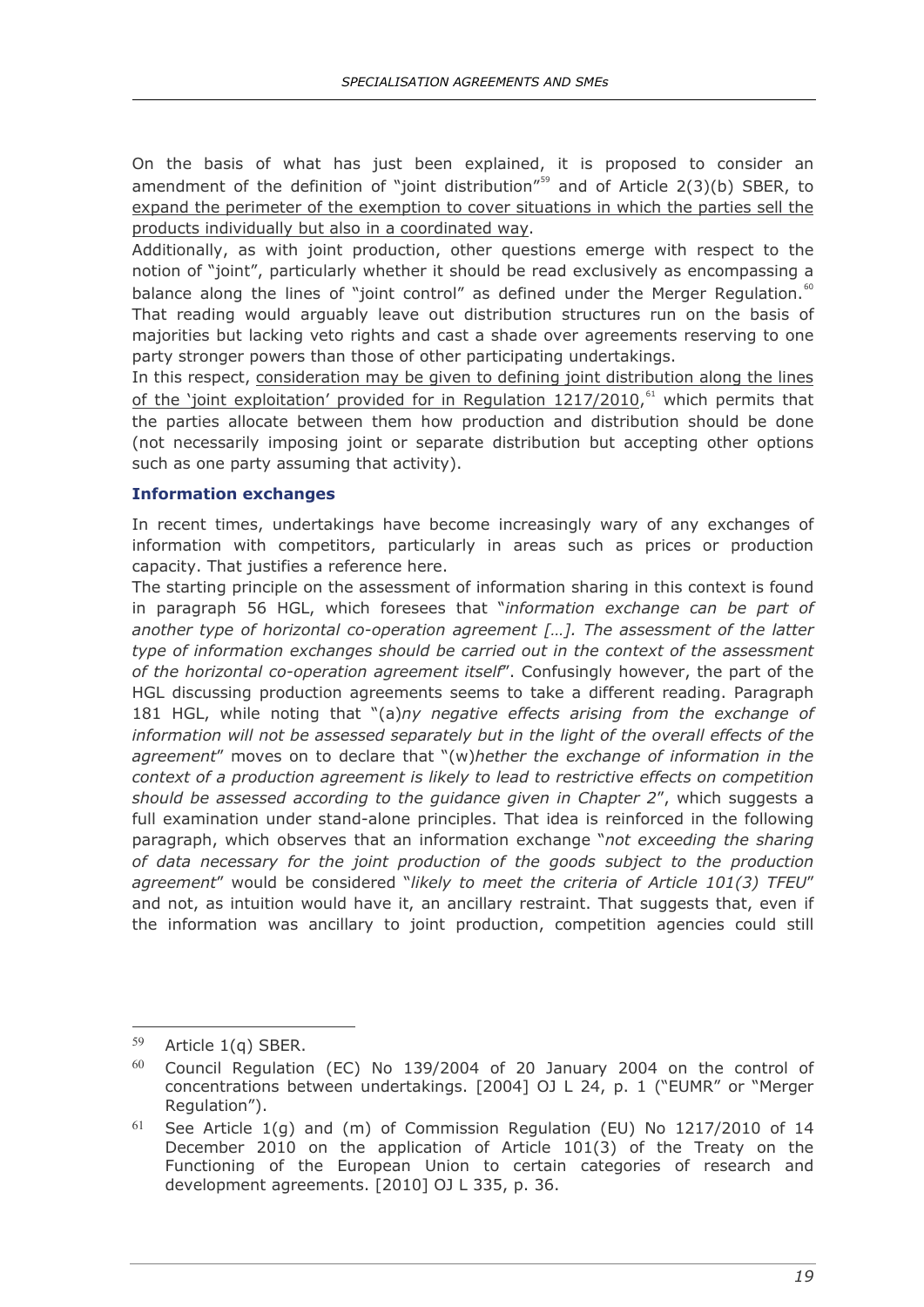On the basis of what has just been explained, it is proposed to consider an amendment of the definition of "joint distribution"[59] and of Article 2(3)(b) SBER, to <u>expand the perimeter of the exemption to cover situations in which the parties sell the products individually but also in a coordinated way</u>.

Additionally, as with joint production, other questions emerge with respect to the notion of "joint", particularly whether it should be read exclusively as encompassing a balance along the lines of "joint control" as defined under the Merger Regulation.[60] That reading would arguably leave out distribution structures run on the basis of majorities but lacking veto rights and cast a shade over agreements reserving to one party stronger powers than those of other participating undertakings.

In this respect, <u>consideration may be given to defining joint distribution along the lines of the 'joint exploitation' provided for in Regulation 1217/2010</u>,[61] which permits that the parties allocate between them how production and distribution should be done (not necessarily imposing joint or separate distribution but accepting other options such as one party assuming that activity).

### Information exchanges

In recent times, undertakings have become increasingly wary of any exchanges of information with competitors, particularly in areas such as prices or production capacity. That justifies a reference here.

The starting principle on the assessment of information sharing in this context is found in paragraph 56 HGL, which foresees that "*information exchange can be part of another type of horizontal co-operation agreement […]. The assessment of the latter type of information exchanges should be carried out in the context of the assessment of the horizontal co-operation agreement itself*". Confusingly however, the part of the HGL discussing production agreements seems to take a different reading. Paragraph 181 HGL, while noting that "(a)*ny negative effects arising from the exchange of information will not be assessed separately but in the light of the overall effects of the agreement*" moves on to declare that "(w)*hether the exchange of information in the context of a production agreement is likely to lead to restrictive effects on competition should be assessed according to the guidance given in Chapter 2*", which suggests a full examination under stand-alone principles. That idea is reinforced in the following paragraph, which observes that an information exchange "*not exceeding the sharing of data necessary for the joint production of the goods subject to the production agreement*" would be considered "*likely to meet the criteria of Article 101(3) TFEU*" and not, as intuition would have it, an ancillary restraint. That suggests that, even if the information was ancillary to joint production, competition agencies could still

---

[59] Article 1(q) SBER.

[60] Council Regulation (EC) No 139/2004 of 20 January 2004 on the control of concentrations between undertakings. [2004] OJ L 24, p. 1 ("EUMR" or "Merger Regulation").

[61] See Article 1(g) and (m) of Commission Regulation (EU) No 1217/2010 of 14 December 2010 on the application of Article 101(3) of the Treaty on the Functioning of the European Union to certain categories of research and development agreements. [2010] OJ L 335, p. 36.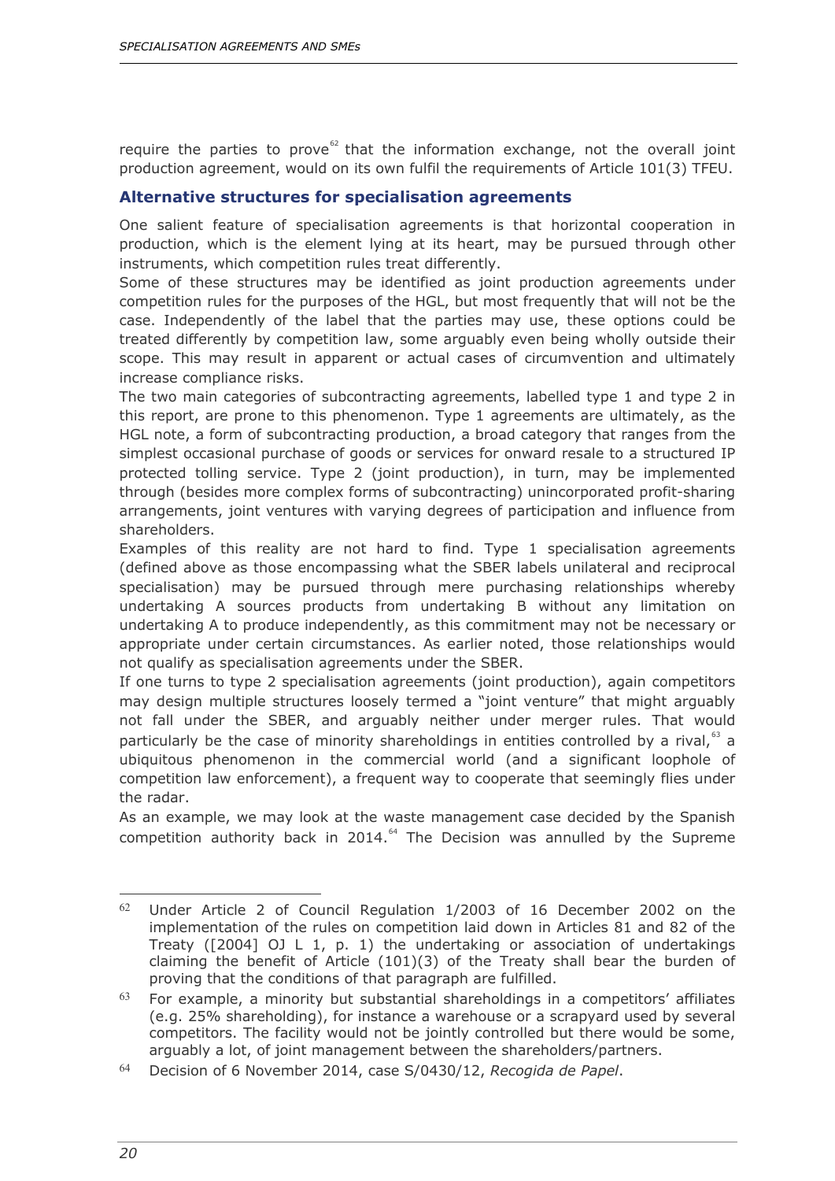require the parties to prove[62] that the information exchange, not the overall joint production agreement, would on its own fulfil the requirements of Article 101(3) TFEU.

## Alternative structures for specialisation agreements

One salient feature of specialisation agreements is that horizontal cooperation in production, which is the element lying at its heart, may be pursued through other instruments, which competition rules treat differently.

Some of these structures may be identified as joint production agreements under competition rules for the purposes of the HGL, but most frequently that will not be the case. Independently of the label that the parties may use, these options could be treated differently by competition law, some arguably even being wholly outside their scope. This may result in apparent or actual cases of circumvention and ultimately increase compliance risks.

The two main categories of subcontracting agreements, labelled type 1 and type 2 in this report, are prone to this phenomenon. Type 1 agreements are ultimately, as the HGL note, a form of subcontracting production, a broad category that ranges from the simplest occasional purchase of goods or services for onward resale to a structured IP protected tolling service. Type 2 (joint production), in turn, may be implemented through (besides more complex forms of subcontracting) unincorporated profit-sharing arrangements, joint ventures with varying degrees of participation and influence from shareholders.

Examples of this reality are not hard to find. Type 1 specialisation agreements (defined above as those encompassing what the SBER labels unilateral and reciprocal specialisation) may be pursued through mere purchasing relationships whereby undertaking A sources products from undertaking B without any limitation on undertaking A to produce independently, as this commitment may not be necessary or appropriate under certain circumstances. As earlier noted, those relationships would not qualify as specialisation agreements under the SBER.

If one turns to type 2 specialisation agreements (joint production), again competitors may design multiple structures loosely termed a "joint venture" that might arguably not fall under the SBER, and arguably neither under merger rules. That would particularly be the case of minority shareholdings in entities controlled by a rival,[63] a ubiquitous phenomenon in the commercial world (and a significant loophole of competition law enforcement), a frequent way to cooperate that seemingly flies under the radar.

As an example, we may look at the waste management case decided by the Spanish competition authority back in 2014.[64] The Decision was annulled by the Supreme

---

[62] Under Article 2 of Council Regulation 1/2003 of 16 December 2002 on the implementation of the rules on competition laid down in Articles 81 and 82 of the Treaty ([2004] OJ L 1, p. 1) the undertaking or association of undertakings claiming the benefit of Article (101)(3) of the Treaty shall bear the burden of proving that the conditions of that paragraph are fulfilled.

[63] For example, a minority but substantial shareholdings in a competitors' affiliates (e.g. 25% shareholding), for instance a warehouse or a scrapyard used by several competitors. The facility would not be jointly controlled but there would be some, arguably a lot, of joint management between the shareholders/partners.

[64] Decision of 6 November 2014, case S/0430/12, *Recogida de Papel*.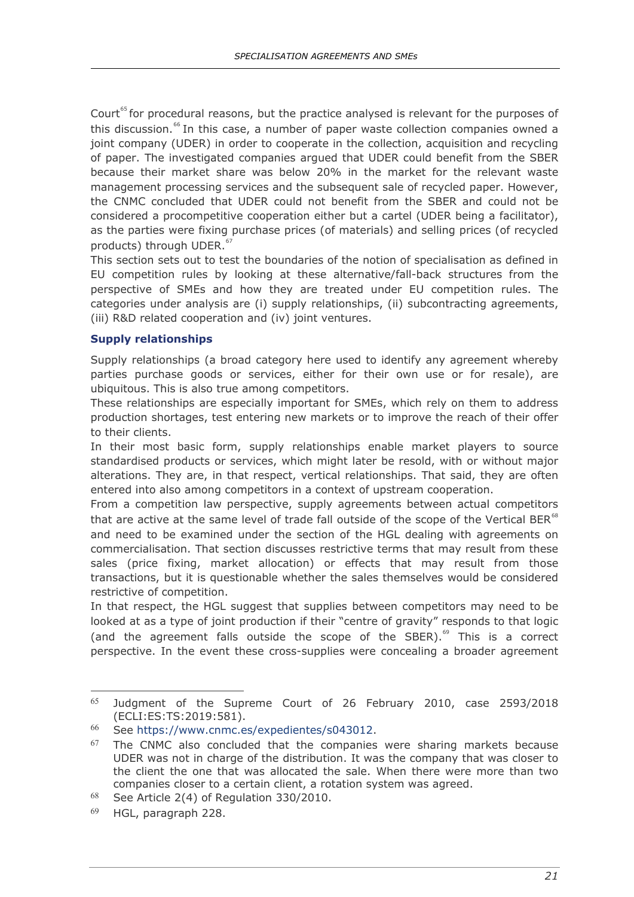Court[65] for procedural reasons, but the practice analysed is relevant for the purposes of this discussion.[66] In this case, a number of paper waste collection companies owned a joint company (UDER) in order to cooperate in the collection, acquisition and recycling of paper. The investigated companies argued that UDER could benefit from the SBER because their market share was below 20% in the market for the relevant waste management processing services and the subsequent sale of recycled paper. However, the CNMC concluded that UDER could not benefit from the SBER and could not be considered a procompetitive cooperation either but a cartel (UDER being a facilitator), as the parties were fixing purchase prices (of materials) and selling prices (of recycled products) through UDER.[67]

This section sets out to test the boundaries of the notion of specialisation as defined in EU competition rules by looking at these alternative/fall-back structures from the perspective of SMEs and how they are treated under EU competition rules. The categories under analysis are (i) supply relationships, (ii) subcontracting agreements, (iii) R&D related cooperation and (iv) joint ventures.

### Supply relationships

Supply relationships (a broad category here used to identify any agreement whereby parties purchase goods or services, either for their own use or for resale), are ubiquitous. This is also true among competitors.

These relationships are especially important for SMEs, which rely on them to address production shortages, test entering new markets or to improve the reach of their offer to their clients.

In their most basic form, supply relationships enable market players to source standardised products or services, which might later be resold, with or without major alterations. They are, in that respect, vertical relationships. That said, they are often entered into also among competitors in a context of upstream cooperation.

From a competition law perspective, supply agreements between actual competitors that are active at the same level of trade fall outside of the scope of the Vertical BER[68] and need to be examined under the section of the HGL dealing with agreements on commercialisation. That section discusses restrictive terms that may result from these sales (price fixing, market allocation) or effects that may result from those transactions, but it is questionable whether the sales themselves would be considered restrictive of competition.

In that respect, the HGL suggest that supplies between competitors may need to be looked at as a type of joint production if their "centre of gravity" responds to that logic (and the agreement falls outside the scope of the SBER).[69] This is a correct perspective. In the event these cross-supplies were concealing a broader agreement

---

[65] Judgment of the Supreme Court of 26 February 2010, case 2593/2018 (ECLI:ES:TS:2019:581).

[66] See https://www.cnmc.es/expedientes/s043012.

[67] The CNMC also concluded that the companies were sharing markets because UDER was not in charge of the distribution. It was the company that was closer to the client the one that was allocated the sale. When there were more than two companies closer to a certain client, a rotation system was agreed.

[68] See Article 2(4) of Regulation 330/2010.

[69] HGL, paragraph 228.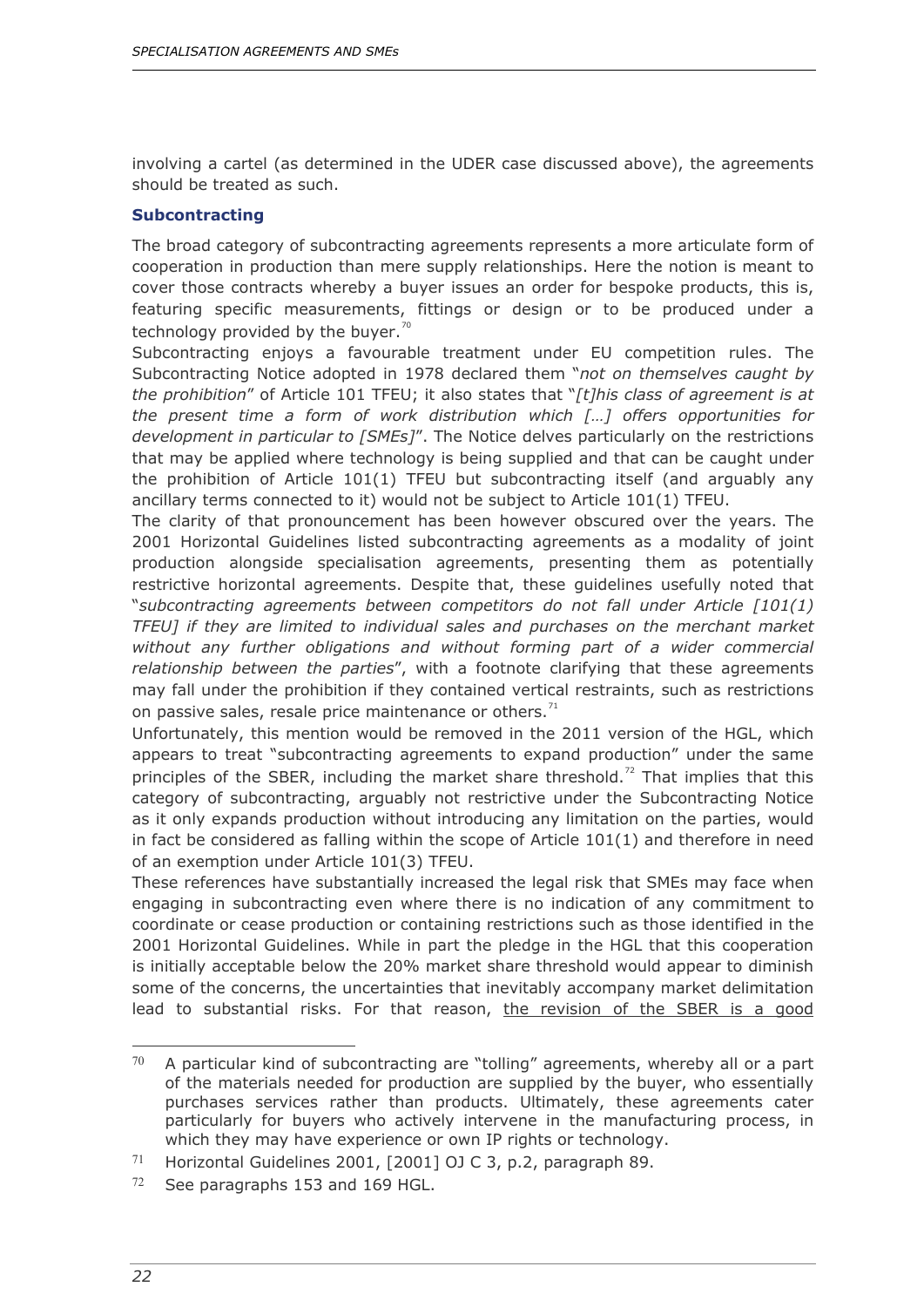involving a cartel (as determined in the UDER case discussed above), the agreements should be treated as such.

### Subcontracting

The broad category of subcontracting agreements represents a more articulate form of cooperation in production than mere supply relationships. Here the notion is meant to cover those contracts whereby a buyer issues an order for bespoke products, this is, featuring specific measurements, fittings or design or to be produced under a technology provided by the buyer.[70]

Subcontracting enjoys a favourable treatment under EU competition rules. The Subcontracting Notice adopted in 1978 declared them "*not on themselves caught by the prohibition*" of Article 101 TFEU; it also states that "*[t]his class of agreement is at the present time a form of work distribution which […] offers opportunities for development in particular to [SMEs]*". The Notice delves particularly on the restrictions that may be applied where technology is being supplied and that can be caught under the prohibition of Article 101(1) TFEU but subcontracting itself (and arguably any ancillary terms connected to it) would not be subject to Article 101(1) TFEU.

The clarity of that pronouncement has been however obscured over the years. The 2001 Horizontal Guidelines listed subcontracting agreements as a modality of joint production alongside specialisation agreements, presenting them as potentially restrictive horizontal agreements. Despite that, these guidelines usefully noted that "*subcontracting agreements between competitors do not fall under Article [101(1) TFEU] if they are limited to individual sales and purchases on the merchant market without any further obligations and without forming part of a wider commercial relationship between the parties*", with a footnote clarifying that these agreements may fall under the prohibition if they contained vertical restraints, such as restrictions on passive sales, resale price maintenance or others.[71]

Unfortunately, this mention would be removed in the 2011 version of the HGL, which appears to treat "subcontracting agreements to expand production" under the same principles of the SBER, including the market share threshold.[72] That implies that this category of subcontracting, arguably not restrictive under the Subcontracting Notice as it only expands production without introducing any limitation on the parties, would in fact be considered as falling within the scope of Article 101(1) and therefore in need of an exemption under Article 101(3) TFEU.

These references have substantially increased the legal risk that SMEs may face when engaging in subcontracting even where there is no indication of any commitment to coordinate or cease production or containing restrictions such as those identified in the 2001 Horizontal Guidelines. While in part the pledge in the HGL that this cooperation is initially acceptable below the 20% market share threshold would appear to diminish some of the concerns, the uncertainties that inevitably accompany market delimitation lead to substantial risks. For that reason, <u>the revision of the SBER is a good</u>

---

[70] A particular kind of subcontracting are "tolling" agreements, whereby all or a part of the materials needed for production are supplied by the buyer, who essentially purchases services rather than products. Ultimately, these agreements cater particularly for buyers who actively intervene in the manufacturing process, in which they may have experience or own IP rights or technology.

[71] Horizontal Guidelines 2001, [2001] OJ C 3, p.2, paragraph 89.

[72] See paragraphs 153 and 169 HGL.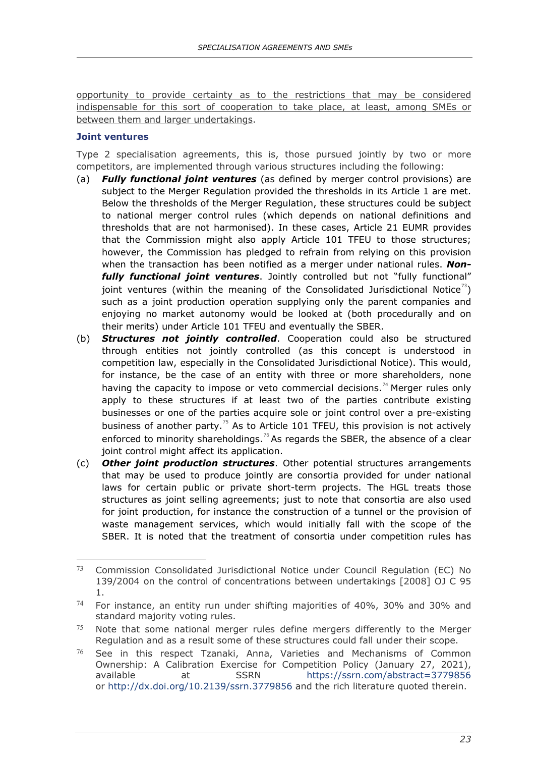<u>opportunity to provide certainty as to the restrictions that may be considered indispensable for this sort of cooperation to take place, at least, among SMEs or between them and larger undertakings</u>.

### Joint ventures

Type 2 specialisation agreements, this is, those pursued jointly by two or more competitors, are implemented through various structures including the following:

(a) ***Fully functional joint ventures*** (as defined by merger control provisions) are subject to the Merger Regulation provided the thresholds in its Article 1 are met. Below the thresholds of the Merger Regulation, these structures could be subject to national merger control rules (which depends on national definitions and thresholds that are not harmonised). In these cases, Article 21 EUMR provides that the Commission might also apply Article 101 TFEU to those structures; however, the Commission has pledged to refrain from relying on this provision when the transaction has been notified as a merger under national rules. ***Non-fully functional joint ventures***. Jointly controlled but not "fully functional" joint ventures (within the meaning of the Consolidated Jurisdictional Notice[73]) such as a joint production operation supplying only the parent companies and enjoying no market autonomy would be looked at (both procedurally and on their merits) under Article 101 TFEU and eventually the SBER.

(b) ***Structures not jointly controlled***. Cooperation could also be structured through entities not jointly controlled (as this concept is understood in competition law, especially in the Consolidated Jurisdictional Notice). This would, for instance, be the case of an entity with three or more shareholders, none having the capacity to impose or veto commercial decisions.[74] Merger rules only apply to these structures if at least two of the parties contribute existing businesses or one of the parties acquire sole or joint control over a pre-existing business of another party.[75] As to Article 101 TFEU, this provision is not actively enforced to minority shareholdings.[76] As regards the SBER, the absence of a clear joint control might affect its application.

(c) ***Other joint production structures***. Other potential structures arrangements that may be used to produce jointly are consortia provided for under national laws for certain public or private short-term projects. The HGL treats those structures as joint selling agreements; just to note that consortia are also used for joint production, for instance the construction of a tunnel or the provision of waste management services, which would initially fall with the scope of the SBER. It is noted that the treatment of consortia under competition rules has

---

[73] Commission Consolidated Jurisdictional Notice under Council Regulation (EC) No 139/2004 on the control of concentrations between undertakings [2008] OJ C 95 1.

[74] For instance, an entity run under shifting majorities of 40%, 30% and 30% and standard majority voting rules.

[75] Note that some national merger rules define mergers differently to the Merger Regulation and as a result some of these structures could fall under their scope.

[76] See in this respect Tzanaki, Anna, Varieties and Mechanisms of Common Ownership: A Calibration Exercise for Competition Policy (January 27, 2021), available at SSRN https://ssrn.com/abstract=3779856 or http://dx.doi.org/10.2139/ssrn.3779856 and the rich literature quoted therein.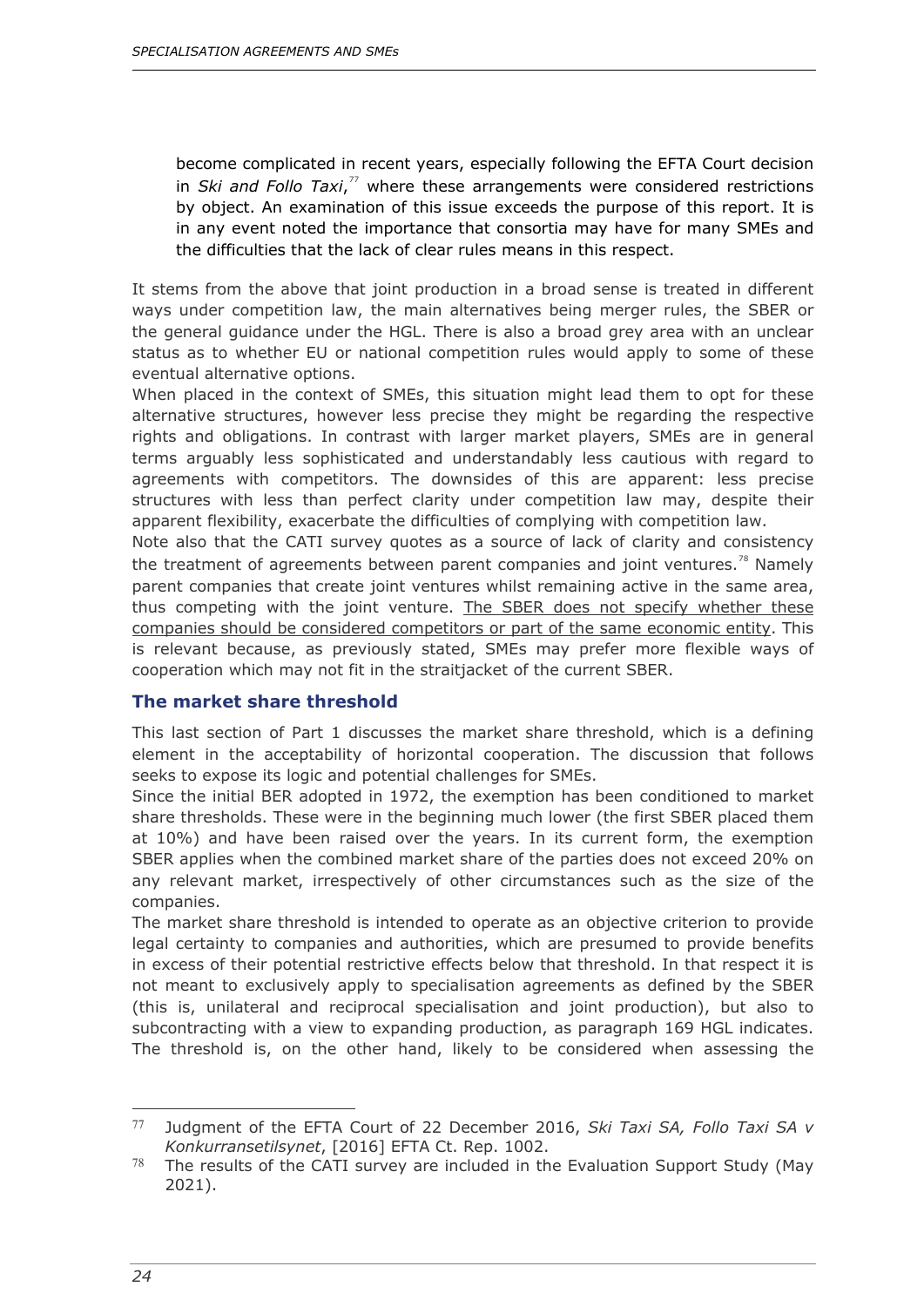become complicated in recent years, especially following the EFTA Court decision in *Ski and Follo Taxi*,[77] where these arrangements were considered restrictions by object. An examination of this issue exceeds the purpose of this report. It is in any event noted the importance that consortia may have for many SMEs and the difficulties that the lack of clear rules means in this respect.

It stems from the above that joint production in a broad sense is treated in different ways under competition law, the main alternatives being merger rules, the SBER or the general guidance under the HGL. There is also a broad grey area with an unclear status as to whether EU or national competition rules would apply to some of these eventual alternative options.

When placed in the context of SMEs, this situation might lead them to opt for these alternative structures, however less precise they might be regarding the respective rights and obligations. In contrast with larger market players, SMEs are in general terms arguably less sophisticated and understandably less cautious with regard to agreements with competitors. The downsides of this are apparent: less precise structures with less than perfect clarity under competition law may, despite their apparent flexibility, exacerbate the difficulties of complying with competition law.

Note also that the CATI survey quotes as a source of lack of clarity and consistency the treatment of agreements between parent companies and joint ventures.[78] Namely parent companies that create joint ventures whilst remaining active in the same area, thus competing with the joint venture. <u>The SBER does not specify whether these companies should be considered competitors or part of the same economic entity</u>. This is relevant because, as previously stated, SMEs may prefer more flexible ways of cooperation which may not fit in the straitjacket of the current SBER.

### The market share threshold

This last section of Part 1 discusses the market share threshold, which is a defining element in the acceptability of horizontal cooperation. The discussion that follows seeks to expose its logic and potential challenges for SMEs.

Since the initial BER adopted in 1972, the exemption has been conditioned to market share thresholds. These were in the beginning much lower (the first SBER placed them at 10%) and have been raised over the years. In its current form, the exemption SBER applies when the combined market share of the parties does not exceed 20% on any relevant market, irrespectively of other circumstances such as the size of the companies.

The market share threshold is intended to operate as an objective criterion to provide legal certainty to companies and authorities, which are presumed to provide benefits in excess of their potential restrictive effects below that threshold. In that respect it is not meant to exclusively apply to specialisation agreements as defined by the SBER (this is, unilateral and reciprocal specialisation and joint production), but also to subcontracting with a view to expanding production, as paragraph 169 HGL indicates. The threshold is, on the other hand, likely to be considered when assessing the

---

[77] Judgment of the EFTA Court of 22 December 2016, *Ski Taxi SA, Follo Taxi SA v Konkurransetilsynet*, [2016] EFTA Ct. Rep. 1002.

[78] The results of the CATI survey are included in the Evaluation Support Study (May 2021).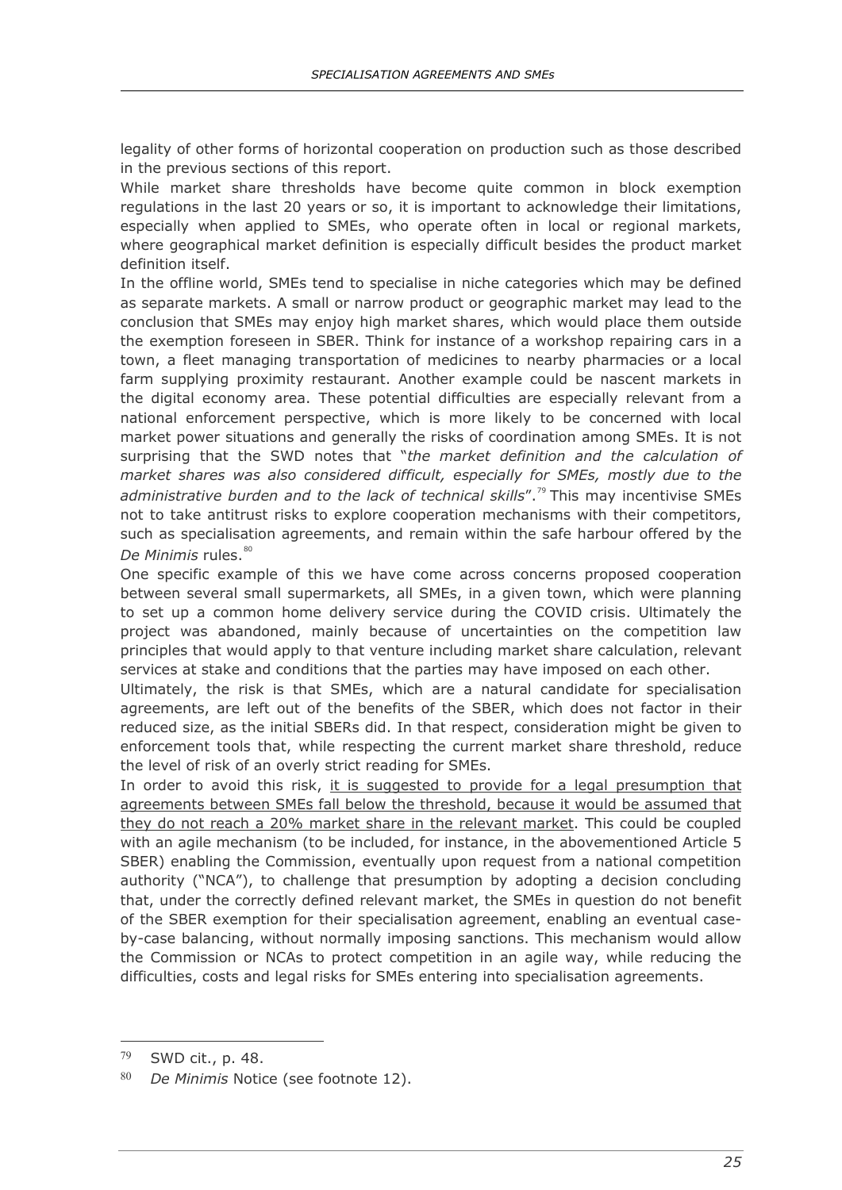legality of other forms of horizontal cooperation on production such as those described in the previous sections of this report.

While market share thresholds have become quite common in block exemption regulations in the last 20 years or so, it is important to acknowledge their limitations, especially when applied to SMEs, who operate often in local or regional markets, where geographical market definition is especially difficult besides the product market definition itself.

In the offline world, SMEs tend to specialise in niche categories which may be defined as separate markets. A small or narrow product or geographic market may lead to the conclusion that SMEs may enjoy high market shares, which would place them outside the exemption foreseen in SBER. Think for instance of a workshop repairing cars in a town, a fleet managing transportation of medicines to nearby pharmacies or a local farm supplying proximity restaurant. Another example could be nascent markets in the digital economy area. These potential difficulties are especially relevant from a national enforcement perspective, which is more likely to be concerned with local market power situations and generally the risks of coordination among SMEs. It is not surprising that the SWD notes that "*the market definition and the calculation of market shares was also considered difficult, especially for SMEs, mostly due to the administrative burden and to the lack of technical skills*".[79] This may incentivise SMEs not to take antitrust risks to explore cooperation mechanisms with their competitors, such as specialisation agreements, and remain within the safe harbour offered by the *De Minimis* rules.[80]

One specific example of this we have come across concerns proposed cooperation between several small supermarkets, all SMEs, in a given town, which were planning to set up a common home delivery service during the COVID crisis. Ultimately the project was abandoned, mainly because of uncertainties on the competition law principles that would apply to that venture including market share calculation, relevant services at stake and conditions that the parties may have imposed on each other.

Ultimately, the risk is that SMEs, which are a natural candidate for specialisation agreements, are left out of the benefits of the SBER, which does not factor in their reduced size, as the initial SBERs did. In that respect, consideration might be given to enforcement tools that, while respecting the current market share threshold, reduce the level of risk of an overly strict reading for SMEs.

In order to avoid this risk, <u>it is suggested to provide for a legal presumption that agreements between SMEs fall below the threshold, because it would be assumed that they do not reach a 20% market share in the relevant market</u>. This could be coupled with an agile mechanism (to be included, for instance, in the abovementioned Article 5 SBER) enabling the Commission, eventually upon request from a national competition authority ("NCA"), to challenge that presumption by adopting a decision concluding that, under the correctly defined relevant market, the SMEs in question do not benefit of the SBER exemption for their specialisation agreement, enabling an eventual case-by-case balancing, without normally imposing sanctions. This mechanism would allow the Commission or NCAs to protect competition in an agile way, while reducing the difficulties, costs and legal risks for SMEs entering into specialisation agreements.

---

[79] SWD cit., p. 48.

[80] *De Minimis* Notice (see footnote 12).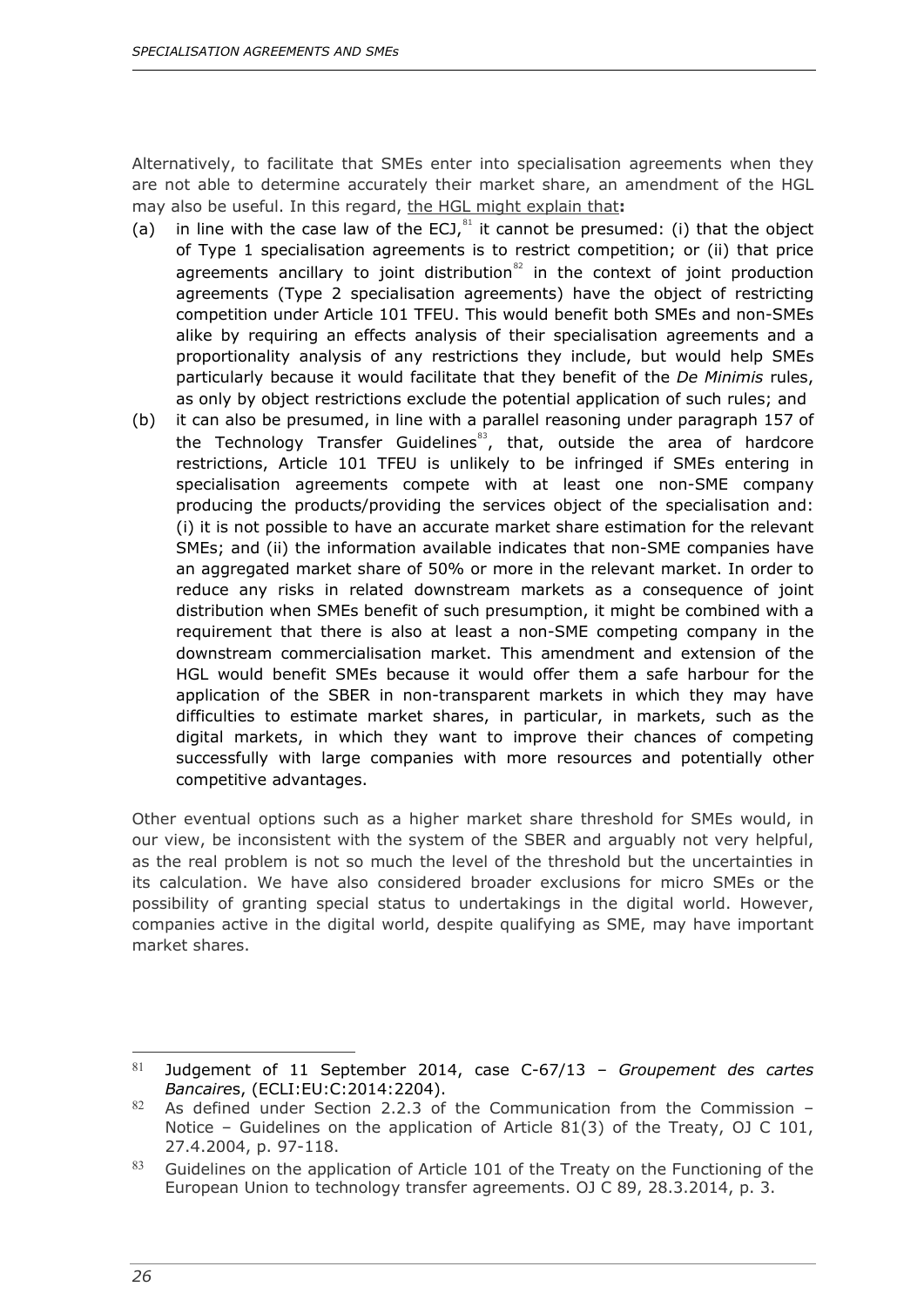Alternatively, to facilitate that SMEs enter into specialisation agreements when they are not able to determine accurately their market share, an amendment of the HGL may also be useful. In this regard, <u>the HGL might explain that</u>**:**

(a) in line with the case law of the ECJ,[81] it cannot be presumed: (i) that the object of Type 1 specialisation agreements is to restrict competition; or (ii) that price agreements ancillary to joint distribution[82] in the context of joint production agreements (Type 2 specialisation agreements) have the object of restricting competition under Article 101 TFEU. This would benefit both SMEs and non-SMEs alike by requiring an effects analysis of their specialisation agreements and a proportionality analysis of any restrictions they include, but would help SMEs particularly because it would facilitate that they benefit of the *De Minimis* rules, as only by object restrictions exclude the potential application of such rules; and

(b) it can also be presumed, in line with a parallel reasoning under paragraph 157 of the Technology Transfer Guidelines[83], that, outside the area of hardcore restrictions, Article 101 TFEU is unlikely to be infringed if SMEs entering in specialisation agreements compete with at least one non-SME company producing the products/providing the services object of the specialisation and: (i) it is not possible to have an accurate market share estimation for the relevant SMEs; and (ii) the information available indicates that non-SME companies have an aggregated market share of 50% or more in the relevant market. In order to reduce any risks in related downstream markets as a consequence of joint distribution when SMEs benefit of such presumption, it might be combined with a requirement that there is also at least a non-SME competing company in the downstream commercialisation market. This amendment and extension of the HGL would benefit SMEs because it would offer them a safe harbour for the application of the SBER in non-transparent markets in which they may have difficulties to estimate market shares, in particular, in markets, such as the digital markets, in which they want to improve their chances of competing successfully with large companies with more resources and potentially other competitive advantages.

Other eventual options such as a higher market share threshold for SMEs would, in our view, be inconsistent with the system of the SBER and arguably not very helpful, as the real problem is not so much the level of the threshold but the uncertainties in its calculation. We have also considered broader exclusions for micro SMEs or the possibility of granting special status to undertakings in the digital world. However, companies active in the digital world, despite qualifying as SME, may have important market shares.

---

[81] Judgement of 11 September 2014, case C-67/13 – *Groupement des cartes Bancaires*, (ECLI:EU:C:2014:2204).

[82] As defined under Section 2.2.3 of the Communication from the Commission – Notice – Guidelines on the application of Article 81(3) of the Treaty, OJ C 101, 27.4.2004, p. 97-118.

[83] Guidelines on the application of Article 101 of the Treaty on the Functioning of the European Union to technology transfer agreements. OJ C 89, 28.3.2014, p. 3.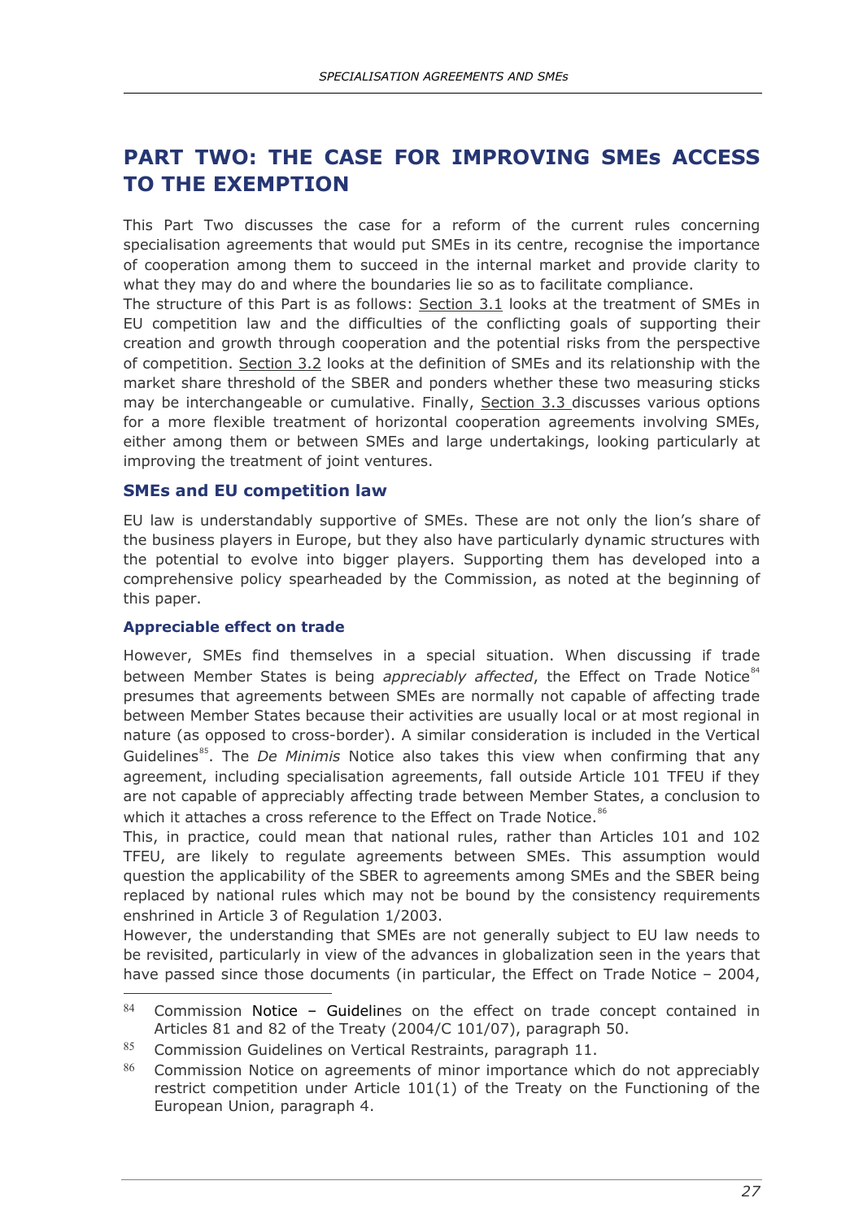## PART TWO: THE CASE FOR IMPROVING SMEs ACCESS TO THE EXEMPTION

This Part Two discusses the case for a reform of the current rules concerning specialisation agreements that would put SMEs in its centre, recognise the importance of cooperation among them to succeed in the internal market and provide clarity to what they may do and where the boundaries lie so as to facilitate compliance.

The structure of this Part is as follows: Section 3.1 looks at the treatment of SMEs in EU competition law and the difficulties of the conflicting goals of supporting their creation and growth through cooperation and the potential risks from the perspective of competition. Section 3.2 looks at the definition of SMEs and its relationship with the market share threshold of the SBER and ponders whether these two measuring sticks may be interchangeable or cumulative. Finally, Section 3.3 discusses various options for a more flexible treatment of horizontal cooperation agreements involving SMEs, either among them or between SMEs and large undertakings, looking particularly at improving the treatment of joint ventures.

### SMEs and EU competition law

EU law is understandably supportive of SMEs. These are not only the lion's share of the business players in Europe, but they also have particularly dynamic structures with the potential to evolve into bigger players. Supporting them has developed into a comprehensive policy spearheaded by the Commission, as noted at the beginning of this paper.

#### Appreciable effect on trade

However, SMEs find themselves in a special situation. When discussing if trade between Member States is being *appreciably affected*, the Effect on Trade Notice[84] presumes that agreements between SMEs are normally not capable of affecting trade between Member States because their activities are usually local or at most regional in nature (as opposed to cross-border). A similar consideration is included in the Vertical Guidelines[85]. The *De Minimis* Notice also takes this view when confirming that any agreement, including specialisation agreements, fall outside Article 101 TFEU if they are not capable of appreciably affecting trade between Member States, a conclusion to which it attaches a cross reference to the Effect on Trade Notice.[86]

This, in practice, could mean that national rules, rather than Articles 101 and 102 TFEU, are likely to regulate agreements between SMEs. This assumption would question the applicability of the SBER to agreements among SMEs and the SBER being replaced by national rules which may not be bound by the consistency requirements enshrined in Article 3 of Regulation 1/2003.

However, the understanding that SMEs are not generally subject to EU law needs to be revisited, particularly in view of the advances in globalization seen in the years that have passed since those documents (in particular, the Effect on Trade Notice – 2004,

---

[84] Commission Notice – Guidelines on the effect on trade concept contained in Articles 81 and 82 of the Treaty (2004/C 101/07), paragraph 50.

[85] Commission Guidelines on Vertical Restraints, paragraph 11.

[86] Commission Notice on agreements of minor importance which do not appreciably restrict competition under Article 101(1) of the Treaty on the Functioning of the European Union, paragraph 4.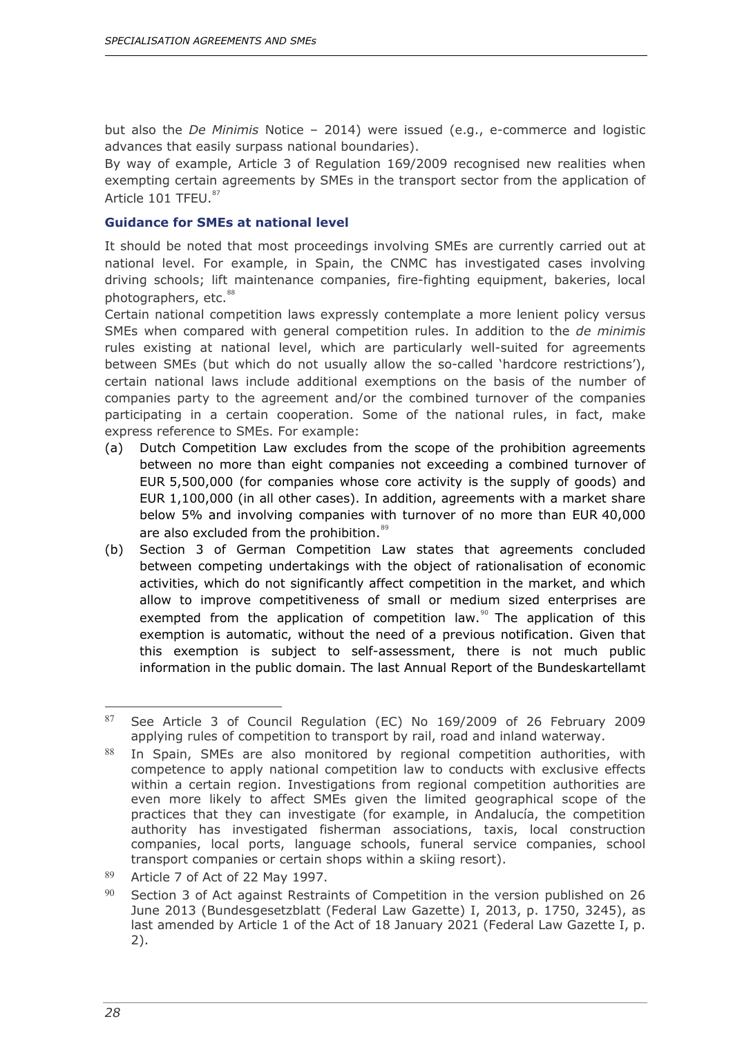but also the *De Minimis* Notice – 2014) were issued (e.g., e-commerce and logistic advances that easily surpass national boundaries).

By way of example, Article 3 of Regulation 169/2009 recognised new realities when exempting certain agreements by SMEs in the transport sector from the application of Article 101 TFEU.[87]

### Guidance for SMEs at national level

It should be noted that most proceedings involving SMEs are currently carried out at national level. For example, in Spain, the CNMC has investigated cases involving driving schools; lift maintenance companies, fire-fighting equipment, bakeries, local photographers, etc.[88]

Certain national competition laws expressly contemplate a more lenient policy versus SMEs when compared with general competition rules. In addition to the *de minimis* rules existing at national level, which are particularly well-suited for agreements between SMEs (but which do not usually allow the so-called 'hardcore restrictions'), certain national laws include additional exemptions on the basis of the number of companies party to the agreement and/or the combined turnover of the companies participating in a certain cooperation. Some of the national rules, in fact, make express reference to SMEs. For example:

(a) Dutch Competition Law excludes from the scope of the prohibition agreements between no more than eight companies not exceeding a combined turnover of EUR 5,500,000 (for companies whose core activity is the supply of goods) and EUR 1,100,000 (in all other cases). In addition, agreements with a market share below 5% and involving companies with turnover of no more than EUR 40,000 are also excluded from the prohibition.[89]

(b) Section 3 of German Competition Law states that agreements concluded between competing undertakings with the object of rationalisation of economic activities, which do not significantly affect competition in the market, and which allow to improve competitiveness of small or medium sized enterprises are exempted from the application of competition law.[90] The application of this exemption is automatic, without the need of a previous notification. Given that this exemption is subject to self-assessment, there is not much public information in the public domain. The last Annual Report of the Bundeskartellamt

---

[87] See Article 3 of Council Regulation (EC) No 169/2009 of 26 February 2009 applying rules of competition to transport by rail, road and inland waterway.

[88] In Spain, SMEs are also monitored by regional competition authorities, with competence to apply national competition law to conducts with exclusive effects within a certain region. Investigations from regional competition authorities are even more likely to affect SMEs given the limited geographical scope of the practices that they can investigate (for example, in Andalucía, the competition authority has investigated fisherman associations, taxis, local construction companies, local ports, language schools, funeral service companies, school transport companies or certain shops within a skiing resort).

[89] Article 7 of Act of 22 May 1997.

[90] Section 3 of Act against Restraints of Competition in the version published on 26 June 2013 (Bundesgesetzblatt (Federal Law Gazette) I, 2013, p. 1750, 3245), as last amended by Article 1 of the Act of 18 January 2021 (Federal Law Gazette I, p. 2).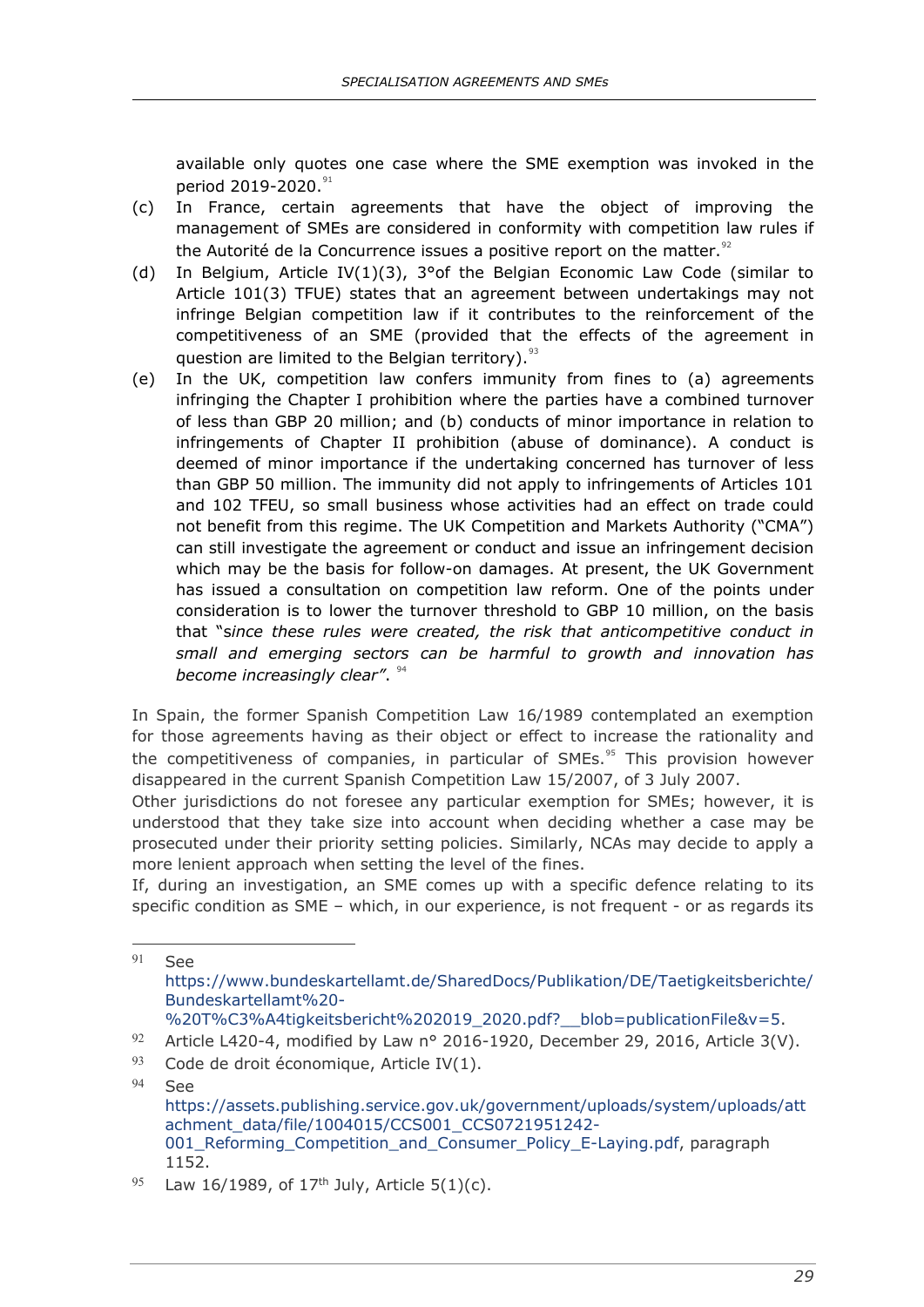available only quotes one case where the SME exemption was invoked in the period 2019-2020.[91]

(c) In France, certain agreements that have the object of improving the management of SMEs are considered in conformity with competition law rules if the Autorité de la Concurrence issues a positive report on the matter.[92]

(d) In Belgium, Article IV(1)(3), 3°of the Belgian Economic Law Code (similar to Article 101(3) TFUE) states that an agreement between undertakings may not infringe Belgian competition law if it contributes to the reinforcement of the competitiveness of an SME (provided that the effects of the agreement in question are limited to the Belgian territory).[93]

(e) In the UK, competition law confers immunity from fines to (a) agreements infringing the Chapter I prohibition where the parties have a combined turnover of less than GBP 20 million; and (b) conducts of minor importance in relation to infringements of Chapter II prohibition (abuse of dominance). A conduct is deemed of minor importance if the undertaking concerned has turnover of less than GBP 50 million. The immunity did not apply to infringements of Articles 101 and 102 TFEU, so small business whose activities had an effect on trade could not benefit from this regime. The UK Competition and Markets Authority ("CMA") can still investigate the agreement or conduct and issue an infringement decision which may be the basis for follow-on damages. At present, the UK Government has issued a consultation on competition law reform. One of the points under consideration is to lower the turnover threshold to GBP 10 million, on the basis that "*since these rules were created, the risk that anticompetitive conduct in small and emerging sectors can be harmful to growth and innovation has become increasingly clear*". [94]

In Spain, the former Spanish Competition Law 16/1989 contemplated an exemption for those agreements having as their object or effect to increase the rationality and the competitiveness of companies, in particular of SMEs.[95] This provision however disappeared in the current Spanish Competition Law 15/2007, of 3 July 2007.

Other jurisdictions do not foresee any particular exemption for SMEs; however, it is understood that they take size into account when deciding whether a case may be prosecuted under their priority setting policies. Similarly, NCAs may decide to apply a more lenient approach when setting the level of the fines.

If, during an investigation, an SME comes up with a specific defence relating to its specific condition as SME – which, in our experience, is not frequent - or as regards its

---

[91] See https://www.bundeskartellamt.de/SharedDocs/Publikation/DE/Taetigkeitsberichte/Bundeskartellamt%20-%20T%C3%A4tigkeitsbericht%202019_2020.pdf?__blob=publicationFile&v=5.

[92] Article L420-4, modified by Law n° 2016-1920, December 29, 2016, Article 3(V).

[93] Code de droit économique, Article IV(1).

[94] See https://assets.publishing.service.gov.uk/government/uploads/system/uploads/attachment_data/file/1004015/CCS001_CCS0721951242-001_Reforming_Competition_and_Consumer_Policy_E-Laying.pdf, paragraph 1152.

[95] Law 16/1989, of 17th July, Article 5(1)(c).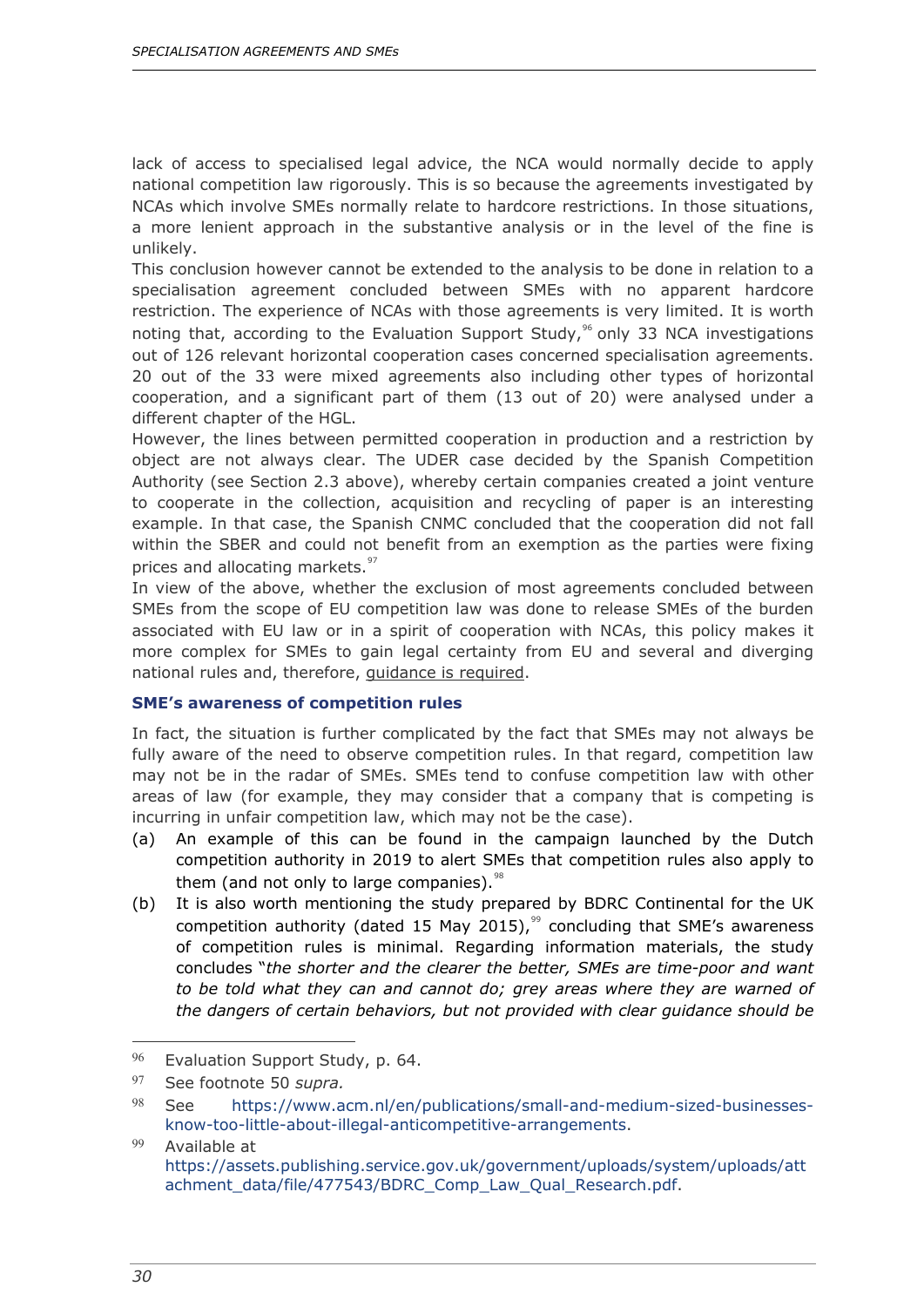lack of access to specialised legal advice, the NCA would normally decide to apply national competition law rigorously. This is so because the agreements investigated by NCAs which involve SMEs normally relate to hardcore restrictions. In those situations, a more lenient approach in the substantive analysis or in the level of the fine is unlikely.

This conclusion however cannot be extended to the analysis to be done in relation to a specialisation agreement concluded between SMEs with no apparent hardcore restriction. The experience of NCAs with those agreements is very limited. It is worth noting that, according to the Evaluation Support Study,[96] only 33 NCA investigations out of 126 relevant horizontal cooperation cases concerned specialisation agreements. 20 out of the 33 were mixed agreements also including other types of horizontal cooperation, and a significant part of them (13 out of 20) were analysed under a different chapter of the HGL.

However, the lines between permitted cooperation in production and a restriction by object are not always clear. The UDER case decided by the Spanish Competition Authority (see Section 2.3 above), whereby certain companies created a joint venture to cooperate in the collection, acquisition and recycling of paper is an interesting example. In that case, the Spanish CNMC concluded that the cooperation did not fall within the SBER and could not benefit from an exemption as the parties were fixing prices and allocating markets.[97]

In view of the above, whether the exclusion of most agreements concluded between SMEs from the scope of EU competition law was done to release SMEs of the burden associated with EU law or in a spirit of cooperation with NCAs, this policy makes it more complex for SMEs to gain legal certainty from EU and several and diverging national rules and, therefore, guidance is required.

#### SME's awareness of competition rules

In fact, the situation is further complicated by the fact that SMEs may not always be fully aware of the need to observe competition rules. In that regard, competition law may not be in the radar of SMEs. SMEs tend to confuse competition law with other areas of law (for example, they may consider that a company that is competing is incurring in unfair competition law, which may not be the case).

(a) An example of this can be found in the campaign launched by the Dutch competition authority in 2019 to alert SMEs that competition rules also apply to them (and not only to large companies).[98]

(b) It is also worth mentioning the study prepared by BDRC Continental for the UK competition authority (dated 15 May 2015),[99] concluding that SME's awareness of competition rules is minimal. Regarding information materials, the study concludes "*the shorter and the clearer the better, SMEs are time-poor and want to be told what they can and cannot do; grey areas where they are warned of the dangers of certain behaviors, but not provided with clear guidance should be*

---

[96] Evaluation Support Study, p. 64.

[97] See footnote 50 *supra.*

[98] See https://www.acm.nl/en/publications/small-and-medium-sized-businesses-know-too-little-about-illegal-anticompetitive-arrangements.

[99] Available at https://assets.publishing.service.gov.uk/government/uploads/system/uploads/attachment_data/file/477543/BDRC_Comp_Law_Qual_Research.pdf.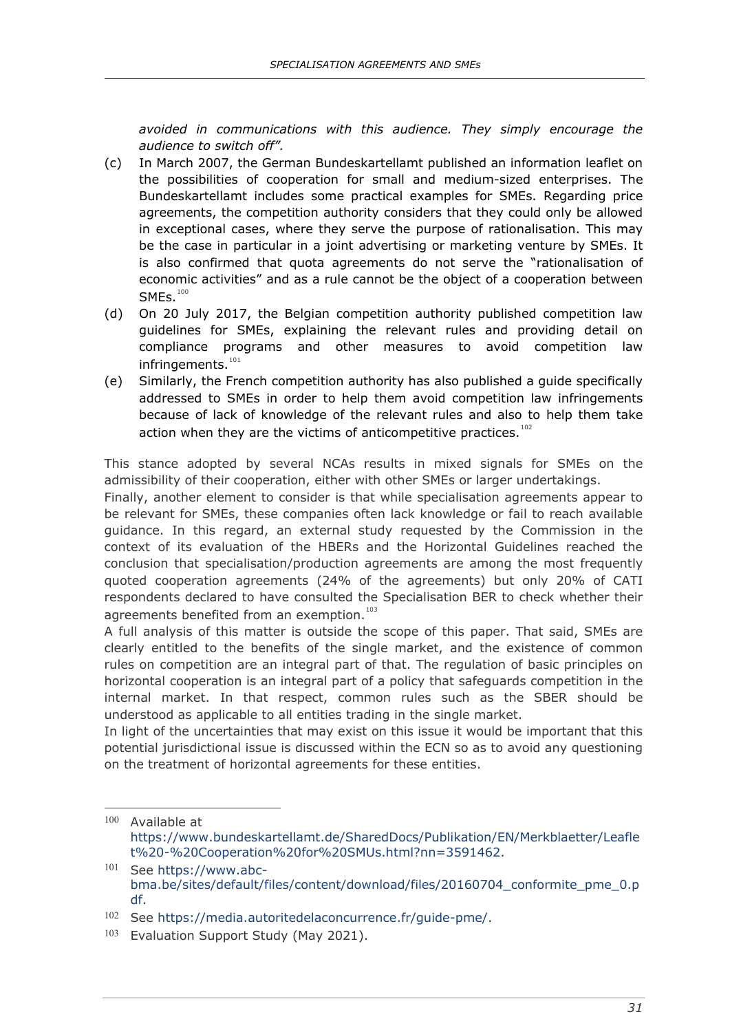*avoided in communications with this audience. They simply encourage the audience to switch off".*

(c) In March 2007, the German Bundeskartellamt published an information leaflet on the possibilities of cooperation for small and medium-sized enterprises. The Bundeskartellamt includes some practical examples for SMEs. Regarding price agreements, the competition authority considers that they could only be allowed in exceptional cases, where they serve the purpose of rationalisation. This may be the case in particular in a joint advertising or marketing venture by SMEs. It is also confirmed that quota agreements do not serve the "rationalisation of economic activities" and as a rule cannot be the object of a cooperation between SMEs.[100]

(d) On 20 July 2017, the Belgian competition authority published competition law guidelines for SMEs, explaining the relevant rules and providing detail on compliance programs and other measures to avoid competition law infringements.[101]

(e) Similarly, the French competition authority has also published a guide specifically addressed to SMEs in order to help them avoid competition law infringements because of lack of knowledge of the relevant rules and also to help them take action when they are the victims of anticompetitive practices.[102]

This stance adopted by several NCAs results in mixed signals for SMEs on the admissibility of their cooperation, either with other SMEs or larger undertakings.

Finally, another element to consider is that while specialisation agreements appear to be relevant for SMEs, these companies often lack knowledge or fail to reach available guidance. In this regard, an external study requested by the Commission in the context of its evaluation of the HBERs and the Horizontal Guidelines reached the conclusion that specialisation/production agreements are among the most frequently quoted cooperation agreements (24% of the agreements) but only 20% of CATI respondents declared to have consulted the Specialisation BER to check whether their agreements benefited from an exemption.[103]

A full analysis of this matter is outside the scope of this paper. That said, SMEs are clearly entitled to the benefits of the single market, and the existence of common rules on competition are an integral part of that. The regulation of basic principles on horizontal cooperation is an integral part of a policy that safeguards competition in the internal market. In that respect, common rules such as the SBER should be understood as applicable to all entities trading in the single market.

In light of the uncertainties that may exist on this issue it would be important that this potential jurisdictional issue is discussed within the ECN so as to avoid any questioning on the treatment of horizontal agreements for these entities.

---

[100] Available at https://www.bundeskartellamt.de/SharedDocs/Publikation/EN/Merkblaetter/Leaflet%20-%20Cooperation%20for%20SMUs.html?nn=3591462.

[101] See https://www.abc-bma.be/sites/default/files/content/download/files/20160704_conformite_pme_0.pdf.

[102] See https://media.autoritedelaconcurrence.fr/guide-pme/.

[103] Evaluation Support Study (May 2021).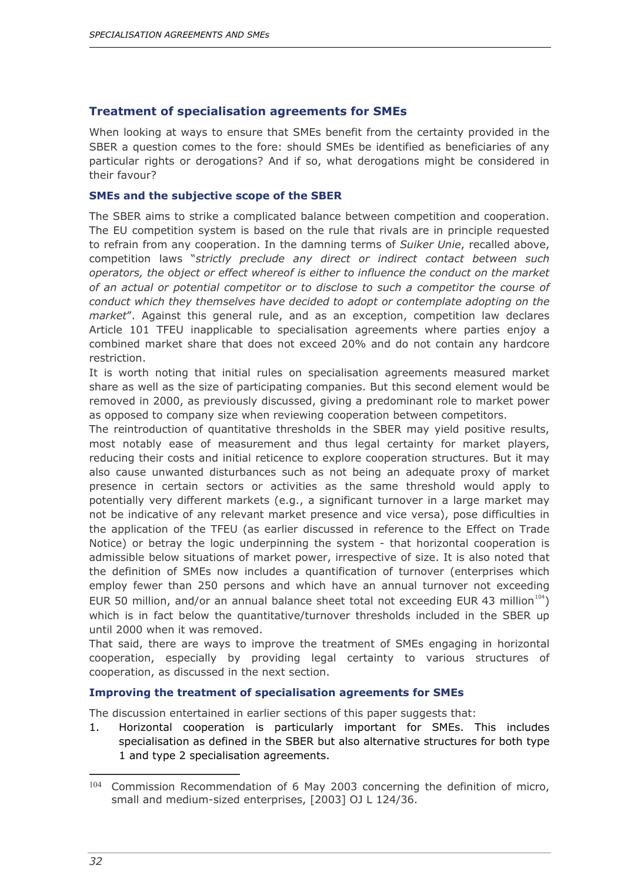## Treatment of specialisation agreements for SMEs

When looking at ways to ensure that SMEs benefit from the certainty provided in the SBER a question comes to the fore: should SMEs be identified as beneficiaries of any particular rights or derogations? And if so, what derogations might be considered in their favour?

### SMEs and the subjective scope of the SBER

The SBER aims to strike a complicated balance between competition and cooperation. The EU competition system is based on the rule that rivals are in principle requested to refrain from any cooperation. In the damning terms of *Suiker Unie*, recalled above, competition laws "*strictly preclude any direct or indirect contact between such operators, the object or effect whereof is either to influence the conduct on the market of an actual or potential competitor or to disclose to such a competitor the course of conduct which they themselves have decided to adopt or contemplate adopting on the market*". Against this general rule, and as an exception, competition law declares Article 101 TFEU inapplicable to specialisation agreements where parties enjoy a combined market share that does not exceed 20% and do not contain any hardcore restriction.

It is worth noting that initial rules on specialisation agreements measured market share as well as the size of participating companies. But this second element would be removed in 2000, as previously discussed, giving a predominant role to market power as opposed to company size when reviewing cooperation between competitors.

The reintroduction of quantitative thresholds in the SBER may yield positive results, most notably ease of measurement and thus legal certainty for market players, reducing their costs and initial reticence to explore cooperation structures. But it may also cause unwanted disturbances such as not being an adequate proxy of market presence in certain sectors or activities as the same threshold would apply to potentially very different markets (e.g., a significant turnover in a large market may not be indicative of any relevant market presence and vice versa), pose difficulties in the application of the TFEU (as earlier discussed in reference to the Effect on Trade Notice) or betray the logic underpinning the system - that horizontal cooperation is admissible below situations of market power, irrespective of size. It is also noted that the definition of SMEs now includes a quantification of turnover (enterprises which employ fewer than 250 persons and which have an annual turnover not exceeding EUR 50 million, and/or an annual balance sheet total not exceeding EUR 43 million[104]) which is in fact below the quantitative/turnover thresholds included in the SBER up until 2000 when it was removed.

That said, there are ways to improve the treatment of SMEs engaging in horizontal cooperation, especially by providing legal certainty to various structures of cooperation, as discussed in the next section.

### Improving the treatment of specialisation agreements for SMEs

The discussion entertained in earlier sections of this paper suggests that:

1. Horizontal cooperation is particularly important for SMEs. This includes specialisation as defined in the SBER but also alternative structures for both type 1 and type 2 specialisation agreements.

---

[104] Commission Recommendation of 6 May 2003 concerning the definition of micro, small and medium-sized enterprises, [2003] OJ L 124/36.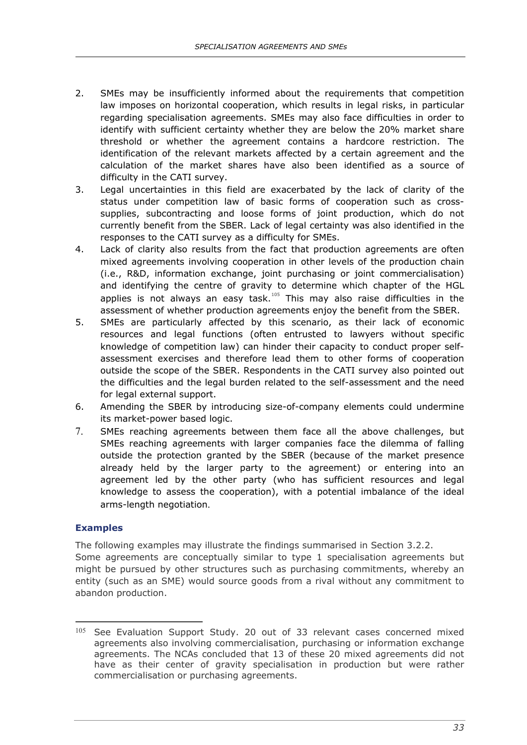2. SMEs may be insufficiently informed about the requirements that competition law imposes on horizontal cooperation, which results in legal risks, in particular regarding specialisation agreements. SMEs may also face difficulties in order to identify with sufficient certainty whether they are below the 20% market share threshold or whether the agreement contains a hardcore restriction. The identification of the relevant markets affected by a certain agreement and the calculation of the market shares have also been identified as a source of difficulty in the CATI survey.
3. Legal uncertainties in this field are exacerbated by the lack of clarity of the status under competition law of basic forms of cooperation such as cross-supplies, subcontracting and loose forms of joint production, which do not currently benefit from the SBER. Lack of legal certainty was also identified in the responses to the CATI survey as a difficulty for SMEs.
4. Lack of clarity also results from the fact that production agreements are often mixed agreements involving cooperation in other levels of the production chain (i.e., R&D, information exchange, joint purchasing or joint commercialisation) and identifying the centre of gravity to determine which chapter of the HGL applies is not always an easy task.[105] This may also raise difficulties in the assessment of whether production agreements enjoy the benefit from the SBER.
5. SMEs are particularly affected by this scenario, as their lack of economic resources and legal functions (often entrusted to lawyers without specific knowledge of competition law) can hinder their capacity to conduct proper self-assessment exercises and therefore lead them to other forms of cooperation outside the scope of the SBER. Respondents in the CATI survey also pointed out the difficulties and the legal burden related to the self-assessment and the need for legal external support.
6. Amending the SBER by introducing size-of-company elements could undermine its market-power based logic.
7. SMEs reaching agreements between them face all the above challenges, but SMEs reaching agreements with larger companies face the dilemma of falling outside the protection granted by the SBER (because of the market presence already held by the larger party to the agreement) or entering into an agreement led by the other party (who has sufficient resources and legal knowledge to assess the cooperation), with a potential imbalance of the ideal arms-length negotiation.

### Examples

The following examples may illustrate the findings summarised in Section 3.2.2.

Some agreements are conceptually similar to type 1 specialisation agreements but might be pursued by other structures such as purchasing commitments, whereby an entity (such as an SME) would source goods from a rival without any commitment to abandon production.

---

[105] See Evaluation Support Study. 20 out of 33 relevant cases concerned mixed agreements also involving commercialisation, purchasing or information exchange agreements. The NCAs concluded that 13 of these 20 mixed agreements did not have as their center of gravity specialisation in production but were rather commercialisation or purchasing agreements.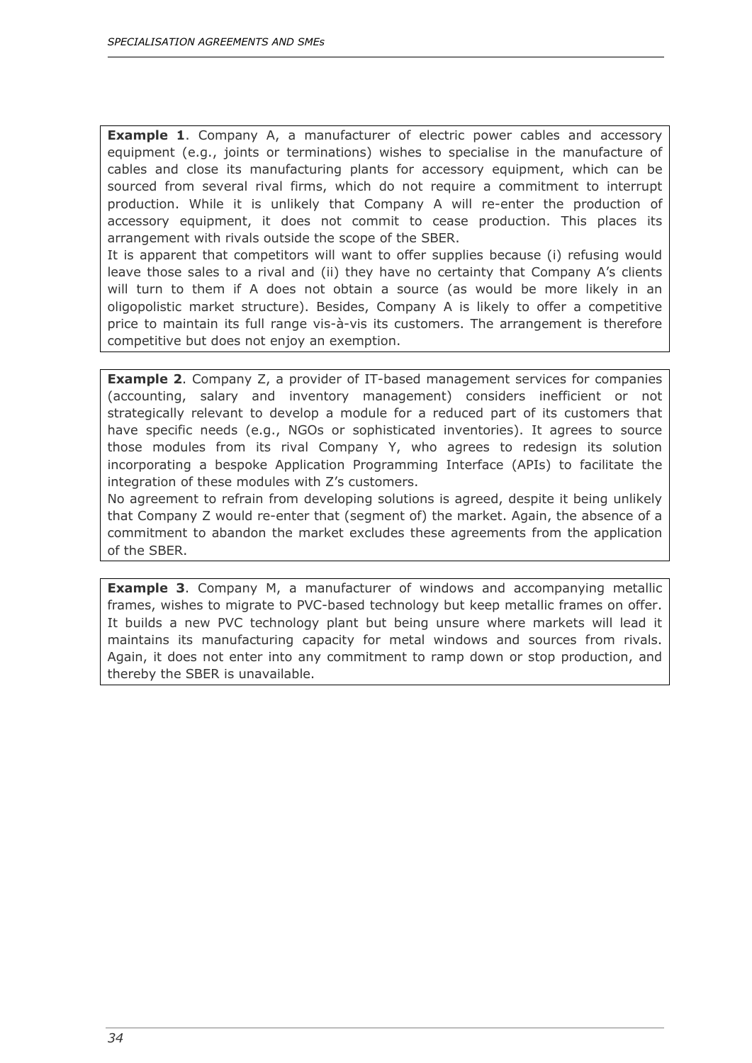**Example 1**. Company A, a manufacturer of electric power cables and accessory equipment (e.g., joints or terminations) wishes to specialise in the manufacture of cables and close its manufacturing plants for accessory equipment, which can be sourced from several rival firms, which do not require a commitment to interrupt production. While it is unlikely that Company A will re-enter the production of accessory equipment, it does not commit to cease production. This places its arrangement with rivals outside the scope of the SBER.

It is apparent that competitors will want to offer supplies because (i) refusing would leave those sales to a rival and (ii) they have no certainty that Company A's clients will turn to them if A does not obtain a source (as would be more likely in an oligopolistic market structure). Besides, Company A is likely to offer a competitive price to maintain its full range vis-à-vis its customers. The arrangement is therefore competitive but does not enjoy an exemption.

**Example 2**. Company Z, a provider of IT-based management services for companies (accounting, salary and inventory management) considers inefficient or not strategically relevant to develop a module for a reduced part of its customers that have specific needs (e.g., NGOs or sophisticated inventories). It agrees to source those modules from its rival Company Y, who agrees to redesign its solution incorporating a bespoke Application Programming Interface (APIs) to facilitate the integration of these modules with Z's customers.

No agreement to refrain from developing solutions is agreed, despite it being unlikely that Company Z would re-enter that (segment of) the market. Again, the absence of a commitment to abandon the market excludes these agreements from the application of the SBER.

**Example 3**. Company M, a manufacturer of windows and accompanying metallic frames, wishes to migrate to PVC-based technology but keep metallic frames on offer. It builds a new PVC technology plant but being unsure where markets will lead it maintains its manufacturing capacity for metal windows and sources from rivals. Again, it does not enter into any commitment to ramp down or stop production, and thereby the SBER is unavailable.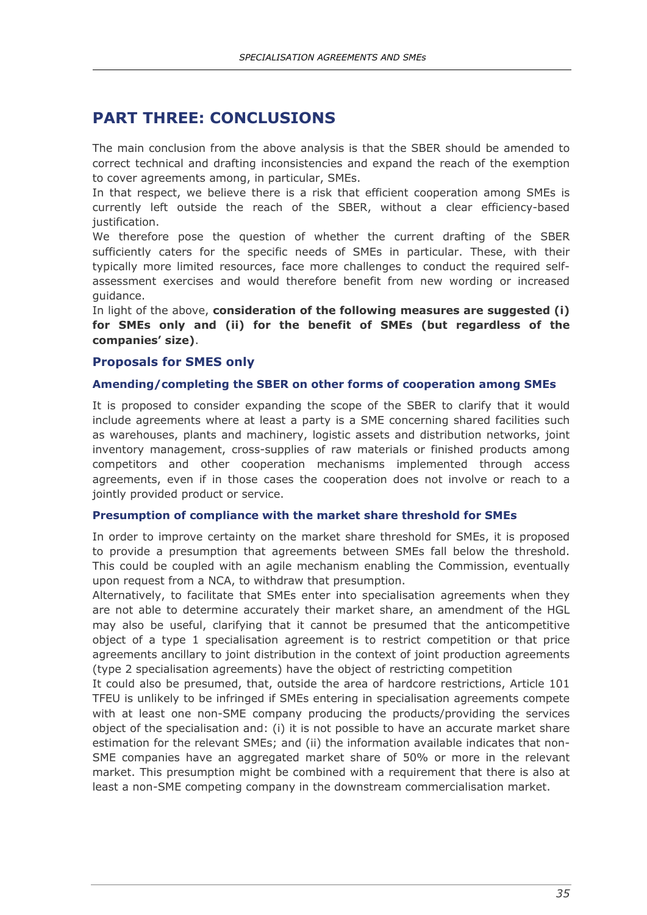# PART THREE: CONCLUSIONS

The main conclusion from the above analysis is that the SBER should be amended to correct technical and drafting inconsistencies and expand the reach of the exemption to cover agreements among, in particular, SMEs.

In that respect, we believe there is a risk that efficient cooperation among SMEs is currently left outside the reach of the SBER, without a clear efficiency-based justification.

We therefore pose the question of whether the current drafting of the SBER sufficiently caters for the specific needs of SMEs in particular. These, with their typically more limited resources, face more challenges to conduct the required self-assessment exercises and would therefore benefit from new wording or increased guidance.

In light of the above, **consideration of the following measures are suggested (i) for SMEs only and (ii) for the benefit of SMEs (but regardless of the companies' size)**.

## Proposals for SMES only

### Amending/completing the SBER on other forms of cooperation among SMEs

It is proposed to consider expanding the scope of the SBER to clarify that it would include agreements where at least a party is a SME concerning shared facilities such as warehouses, plants and machinery, logistic assets and distribution networks, joint inventory management, cross-supplies of raw materials or finished products among competitors and other cooperation mechanisms implemented through access agreements, even if in those cases the cooperation does not involve or reach to a jointly provided product or service.

### Presumption of compliance with the market share threshold for SMEs

In order to improve certainty on the market share threshold for SMEs, it is proposed to provide a presumption that agreements between SMEs fall below the threshold. This could be coupled with an agile mechanism enabling the Commission, eventually upon request from a NCA, to withdraw that presumption.

Alternatively, to facilitate that SMEs enter into specialisation agreements when they are not able to determine accurately their market share, an amendment of the HGL may also be useful, clarifying that it cannot be presumed that the anticompetitive object of a type 1 specialisation agreement is to restrict competition or that price agreements ancillary to joint distribution in the context of joint production agreements (type 2 specialisation agreements) have the object of restricting competition

It could also be presumed, that, outside the area of hardcore restrictions, Article 101 TFEU is unlikely to be infringed if SMEs entering in specialisation agreements compete with at least one non-SME company producing the products/providing the services object of the specialisation and: (i) it is not possible to have an accurate market share estimation for the relevant SMEs; and (ii) the information available indicates that non-SME companies have an aggregated market share of 50% or more in the relevant market. This presumption might be combined with a requirement that there is also at least a non-SME competing company in the downstream commercialisation market.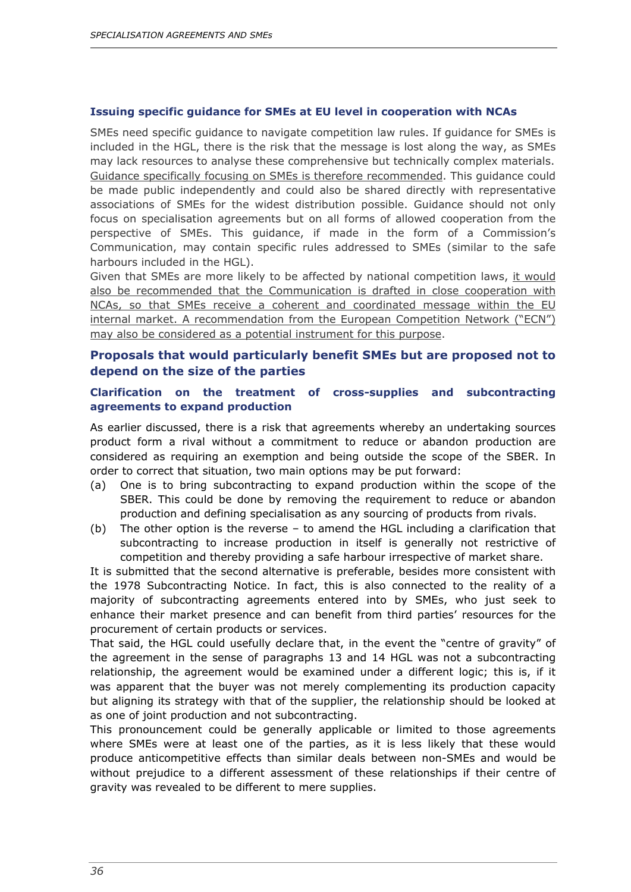### Issuing specific guidance for SMEs at EU level in cooperation with NCAs

SMEs need specific guidance to navigate competition law rules. If guidance for SMEs is included in the HGL, there is the risk that the message is lost along the way, as SMEs may lack resources to analyse these comprehensive but technically complex materials. Guidance specifically focusing on SMEs is therefore recommended. This guidance could be made public independently and could also be shared directly with representative associations of SMEs for the widest distribution possible. Guidance should not only focus on specialisation agreements but on all forms of allowed cooperation from the perspective of SMEs. This guidance, if made in the form of a Commission's Communication, may contain specific rules addressed to SMEs (similar to the safe harbours included in the HGL).

Given that SMEs are more likely to be affected by national competition laws, it would also be recommended that the Communication is drafted in close cooperation with NCAs, so that SMEs receive a coherent and coordinated message within the EU internal market. A recommendation from the European Competition Network ("ECN") may also be considered as a potential instrument for this purpose.

## Proposals that would particularly benefit SMEs but are proposed not to depend on the size of the parties

### Clarification on the treatment of cross-supplies and subcontracting agreements to expand production

As earlier discussed, there is a risk that agreements whereby an undertaking sources product form a rival without a commitment to reduce or abandon production are considered as requiring an exemption and being outside the scope of the SBER. In order to correct that situation, two main options may be put forward:

(a) One is to bring subcontracting to expand production within the scope of the SBER. This could be done by removing the requirement to reduce or abandon production and defining specialisation as any sourcing of products from rivals.

(b) The other option is the reverse – to amend the HGL including a clarification that subcontracting to increase production in itself is generally not restrictive of competition and thereby providing a safe harbour irrespective of market share.

It is submitted that the second alternative is preferable, besides more consistent with the 1978 Subcontracting Notice. In fact, this is also connected to the reality of a majority of subcontracting agreements entered into by SMEs, who just seek to enhance their market presence and can benefit from third parties' resources for the procurement of certain products or services.

That said, the HGL could usefully declare that, in the event the "centre of gravity" of the agreement in the sense of paragraphs 13 and 14 HGL was not a subcontracting relationship, the agreement would be examined under a different logic; this is, if it was apparent that the buyer was not merely complementing its production capacity but aligning its strategy with that of the supplier, the relationship should be looked at as one of joint production and not subcontracting.

This pronouncement could be generally applicable or limited to those agreements where SMEs were at least one of the parties, as it is less likely that these would produce anticompetitive effects than similar deals between non-SMEs and would be without prejudice to a different assessment of these relationships if their centre of gravity was revealed to be different to mere supplies.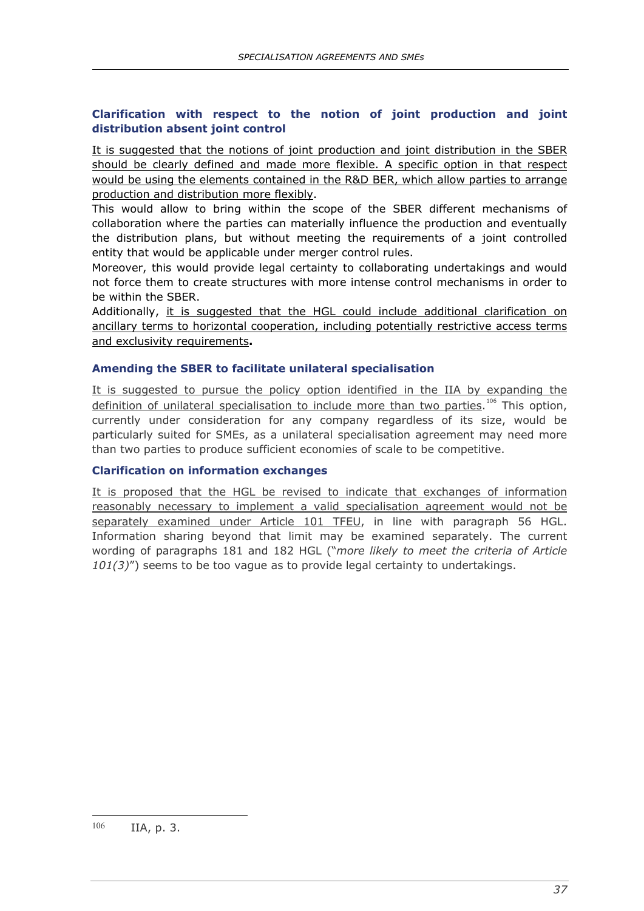### Clarification with respect to the notion of joint production and joint distribution absent joint control

It is suggested that the notions of joint production and joint distribution in the SBER should be clearly defined and made more flexible. A specific option in that respect would be using the elements contained in the R&D BER, which allow parties to arrange production and distribution more flexibly.

This would allow to bring within the scope of the SBER different mechanisms of collaboration where the parties can materially influence the production and eventually the distribution plans, but without meeting the requirements of a joint controlled entity that would be applicable under merger control rules.

Moreover, this would provide legal certainty to collaborating undertakings and would not force them to create structures with more intense control mechanisms in order to be within the SBER.

Additionally, it is suggested that the HGL could include additional clarification on ancillary terms to horizontal cooperation, including potentially restrictive access terms and exclusivity requirements**.**

### Amending the SBER to facilitate unilateral specialisation

It is suggested to pursue the policy option identified in the IIA by expanding the definition of unilateral specialisation to include more than two parties.[106] This option, currently under consideration for any company regardless of its size, would be particularly suited for SMEs, as a unilateral specialisation agreement may need more than two parties to produce sufficient economies of scale to be competitive.

### Clarification on information exchanges

It is proposed that the HGL be revised to indicate that exchanges of information reasonably necessary to implement a valid specialisation agreement would not be separately examined under Article 101 TFEU, in line with paragraph 56 HGL. Information sharing beyond that limit may be examined separately. The current wording of paragraphs 181 and 182 HGL ("*more likely to meet the criteria of Article 101(3)*") seems to be too vague as to provide legal certainty to undertakings.

---

[106] IIA, p. 3.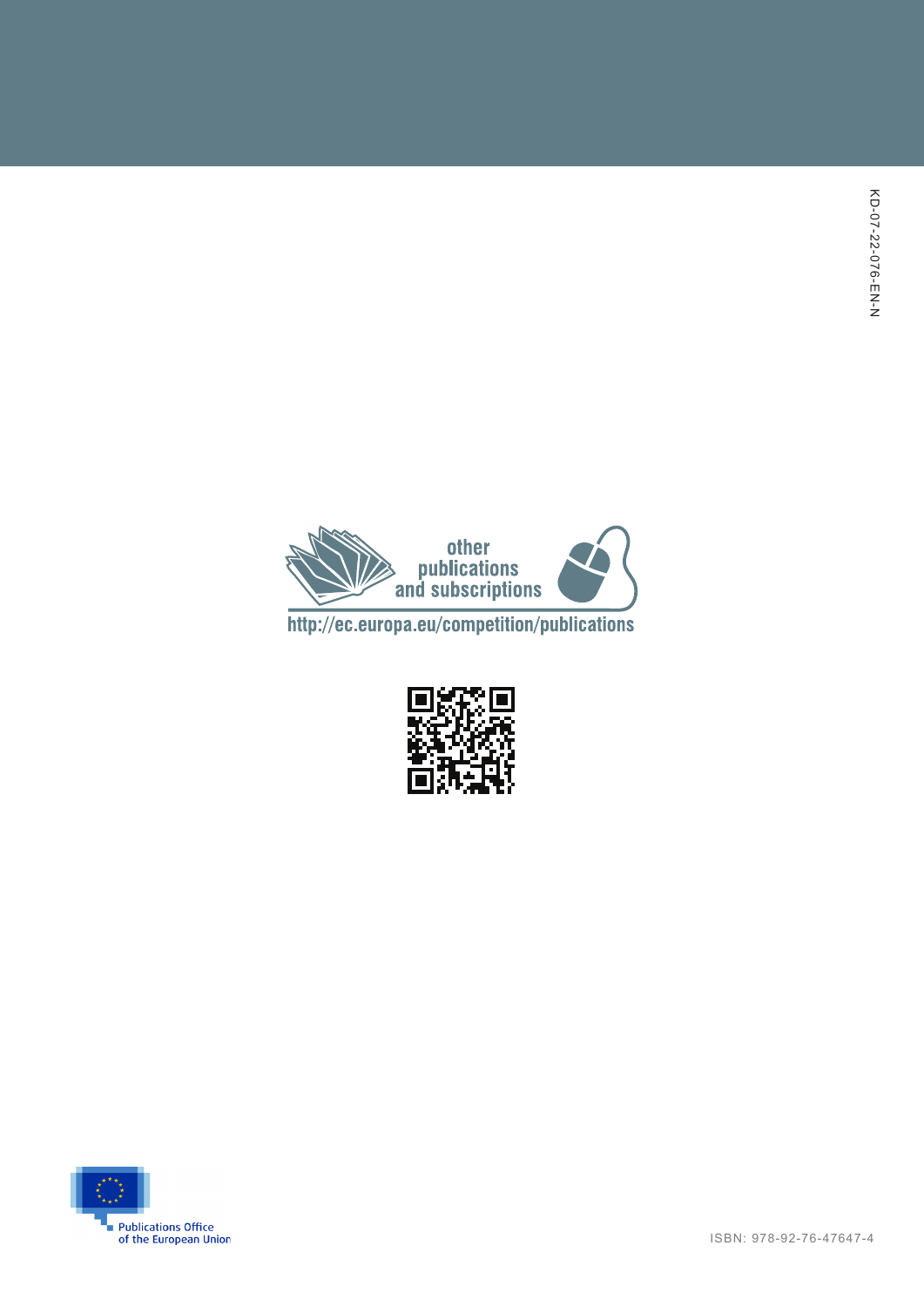KD-07-22-076-EN-N

other
publications
and subscriptions

http://ec.europa.eu/competition/publications

Publications Office
of the European Union

ISBN: 978-92-76-47647-4